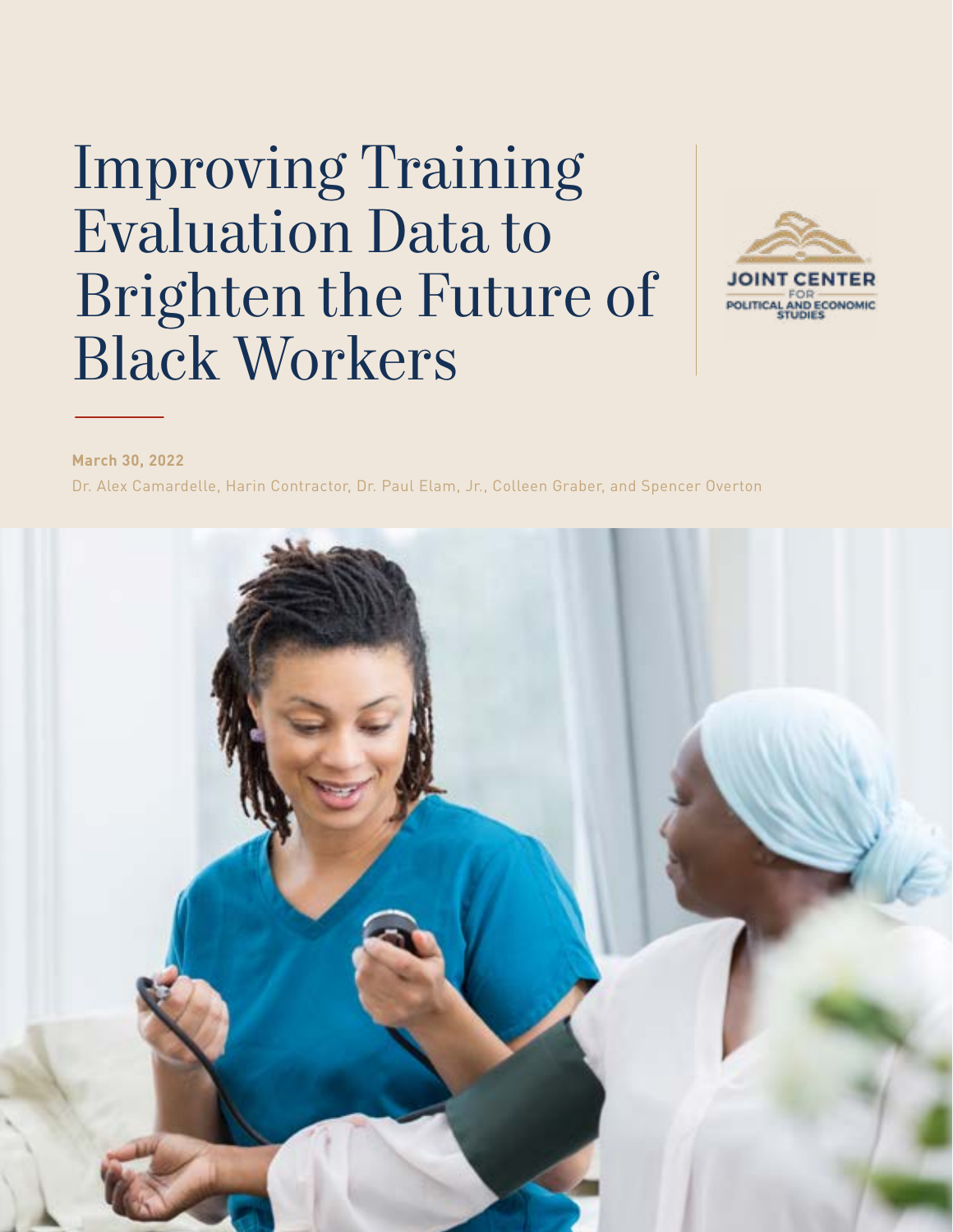# Improving Training Evaluation Data to Brighten the Future of Black Workers

JOINT CENTER FOR POLITICAL AND ECONOMIC STUDIES

**March 30, 2022**

Dr. Alex Camardelle, Harin Contractor, Dr. Paul Elam, Jr., Colleen Graber, and Spencer Overton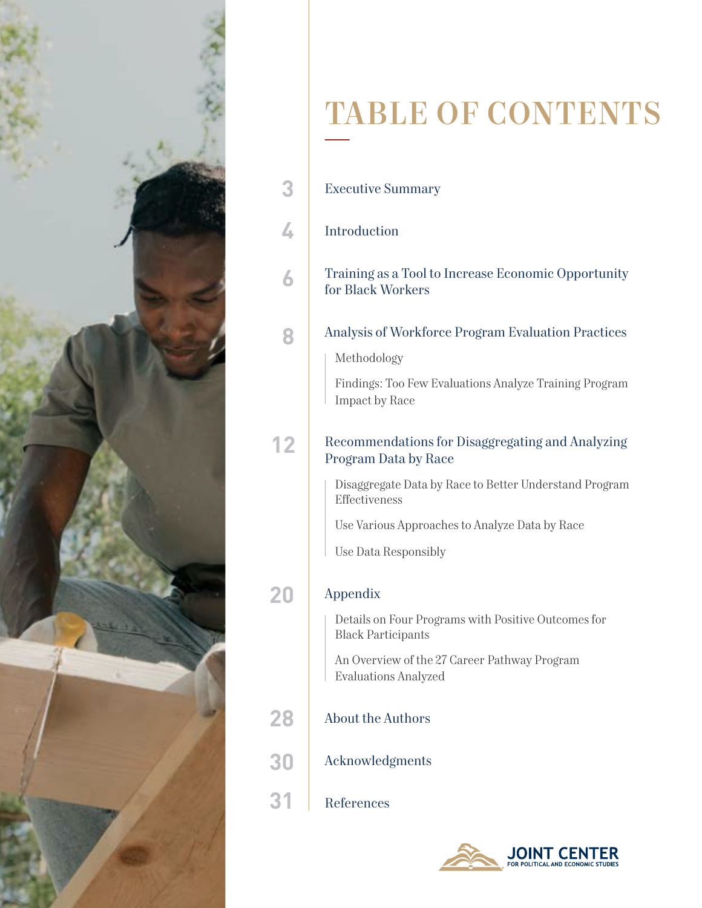# TABLE OF CONTENTS

3 Executive Summary

4 Introduction

6 Training as a Tool to Increase Economic Opportunity for Black Workers

8 Analysis of Workforce Program Evaluation Practices

- Methodology
- Findings: Too Few Evaluations Analyze Training Program Impact by Race

12 Recommendations for Disaggregating and Analyzing Program Data by Race

- Disaggregate Data by Race to Better Understand Program Effectiveness
- Use Various Approaches to Analyze Data by Race
- Use Data Responsibly

20 Appendix

- Details on Four Programs with Positive Outcomes for Black Participants
- An Overview of the 27 Career Pathway Program Evaluations Analyzed

28 About the Authors

30 Acknowledgments

31 References

JOINT CENTER FOR POLITICAL AND ECONOMIC STUDIES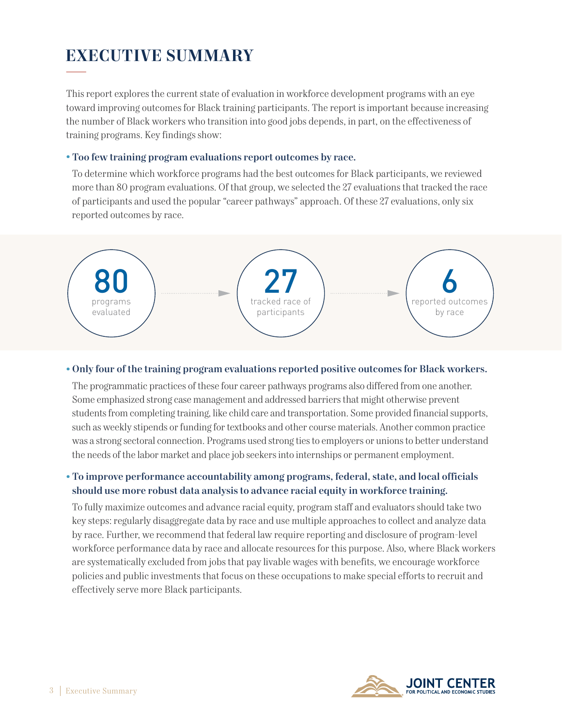# EXECUTIVE SUMMARY

This report explores the current state of evaluation in workforce development programs with an eye toward improving outcomes for Black training participants. The report is important because increasing the number of Black workers who transition into good jobs depends, in part, on the effectiveness of training programs. Key findings show:

- **Too few training program evaluations report outcomes by race.**

  To determine which workforce programs had the best outcomes for Black participants, we reviewed more than 80 program evaluations. Of that group, we selected the 27 evaluations that tracked the race of participants and used the popular "career pathways" approach. Of these 27 evaluations, only six reported outcomes by race.

**80** programs evaluated → **27** tracked race of participants → **6** reported outcomes by race

- **Only four of the training program evaluations reported positive outcomes for Black workers.**

  The programmatic practices of these four career pathways programs also differed from one another. Some emphasized strong case management and addressed barriers that might otherwise prevent students from completing training, like child care and transportation. Some provided financial supports, such as weekly stipends or funding for textbooks and other course materials. Another common practice was a strong sectoral connection. Programs used strong ties to employers or unions to better understand the needs of the labor market and place job seekers into internships or permanent employment.

- **To improve performance accountability among programs, federal, state, and local officials should use more robust data analysis to advance racial equity in workforce training.**

  To fully maximize outcomes and advance racial equity, program staff and evaluators should take two key steps: regularly disaggregate data by race and use multiple approaches to collect and analyze data by race. Further, we recommend that federal law require reporting and disclosure of program-level workforce performance data by race and allocate resources for this purpose. Also, where Black workers are systematically excluded from jobs that pay livable wages with benefits, we encourage workforce policies and public investments that focus on these occupations to make special efforts to recruit and effectively serve more Black participants.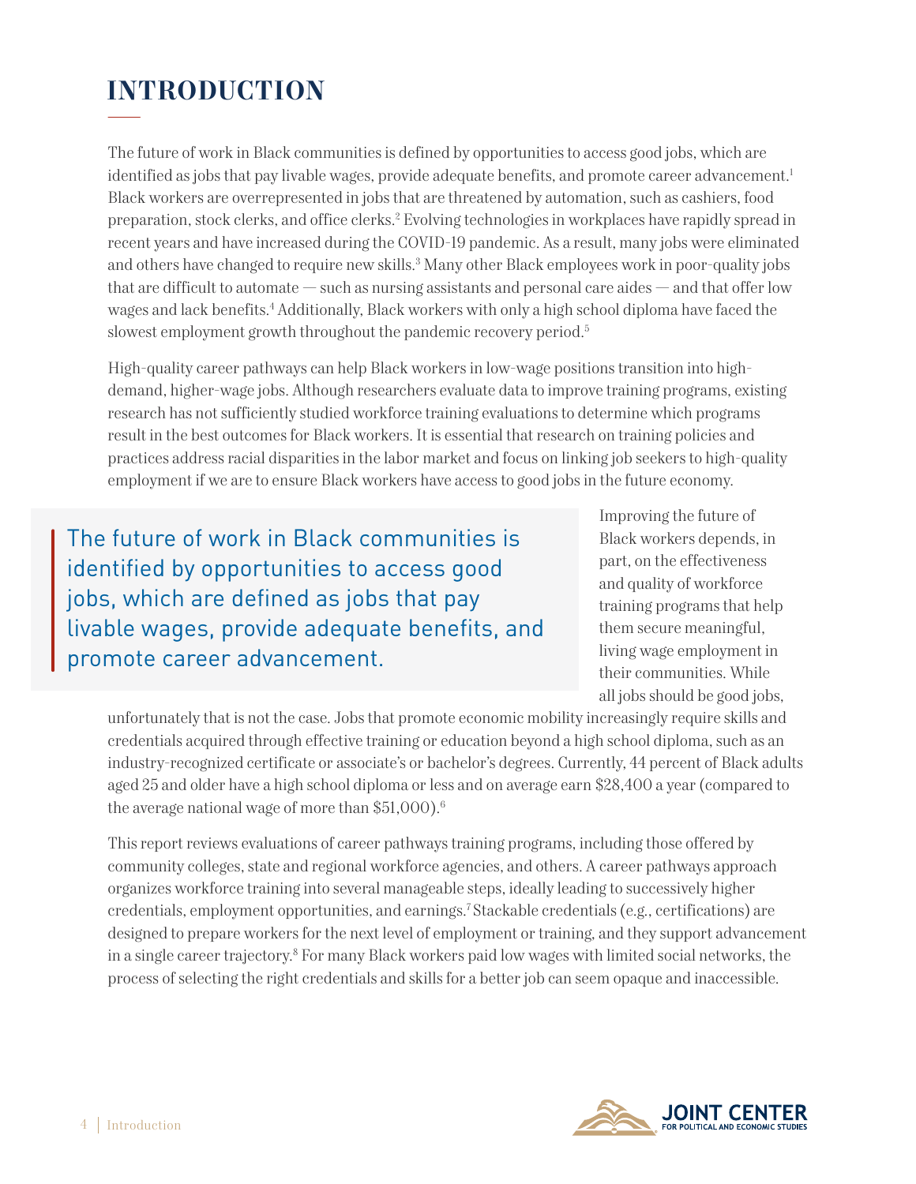# INTRODUCTION

The future of work in Black communities is defined by opportunities to access good jobs, which are identified as jobs that pay livable wages, provide adequate benefits, and promote career advancement.[1] Black workers are overrepresented in jobs that are threatened by automation, such as cashiers, food preparation, stock clerks, and office clerks.[2] Evolving technologies in workplaces have rapidly spread in recent years and have increased during the COVID-19 pandemic. As a result, many jobs were eliminated and others have changed to require new skills.[3] Many other Black employees work in poor-quality jobs that are difficult to automate — such as nursing assistants and personal care aides — and that offer low wages and lack benefits.[4] Additionally, Black workers with only a high school diploma have faced the slowest employment growth throughout the pandemic recovery period.[5]

High-quality career pathways can help Black workers in low-wage positions transition into high-demand, higher-wage jobs. Although researchers evaluate data to improve training programs, existing research has not sufficiently studied workforce training evaluations to determine which programs result in the best outcomes for Black workers. It is essential that research on training policies and practices address racial disparities in the labor market and focus on linking job seekers to high-quality employment if we are to ensure Black workers have access to good jobs in the future economy.

> The future of work in Black communities is identified by opportunities to access good jobs, which are defined as jobs that pay livable wages, provide adequate benefits, and promote career advancement.

Improving the future of Black workers depends, in part, on the effectiveness and quality of workforce training programs that help them secure meaningful, living wage employment in their communities. While all jobs should be good jobs, unfortunately that is not the case. Jobs that promote economic mobility increasingly require skills and credentials acquired through effective training or education beyond a high school diploma, such as an industry-recognized certificate or associate's or bachelor's degrees. Currently, 44 percent of Black adults aged 25 and older have a high school diploma or less and on average earn $28,400 a year (compared to the average national wage of more than $51,000).[6]

This report reviews evaluations of career pathways training programs, including those offered by community colleges, state and regional workforce agencies, and others. A career pathways approach organizes workforce training into several manageable steps, ideally leading to successively higher credentials, employment opportunities, and earnings.[7] Stackable credentials (e.g., certifications) are designed to prepare workers for the next level of employment or training, and they support advancement in a single career trajectory.[8] For many Black workers paid low wages with limited social networks, the process of selecting the right credentials and skills for a better job can seem opaque and inaccessible.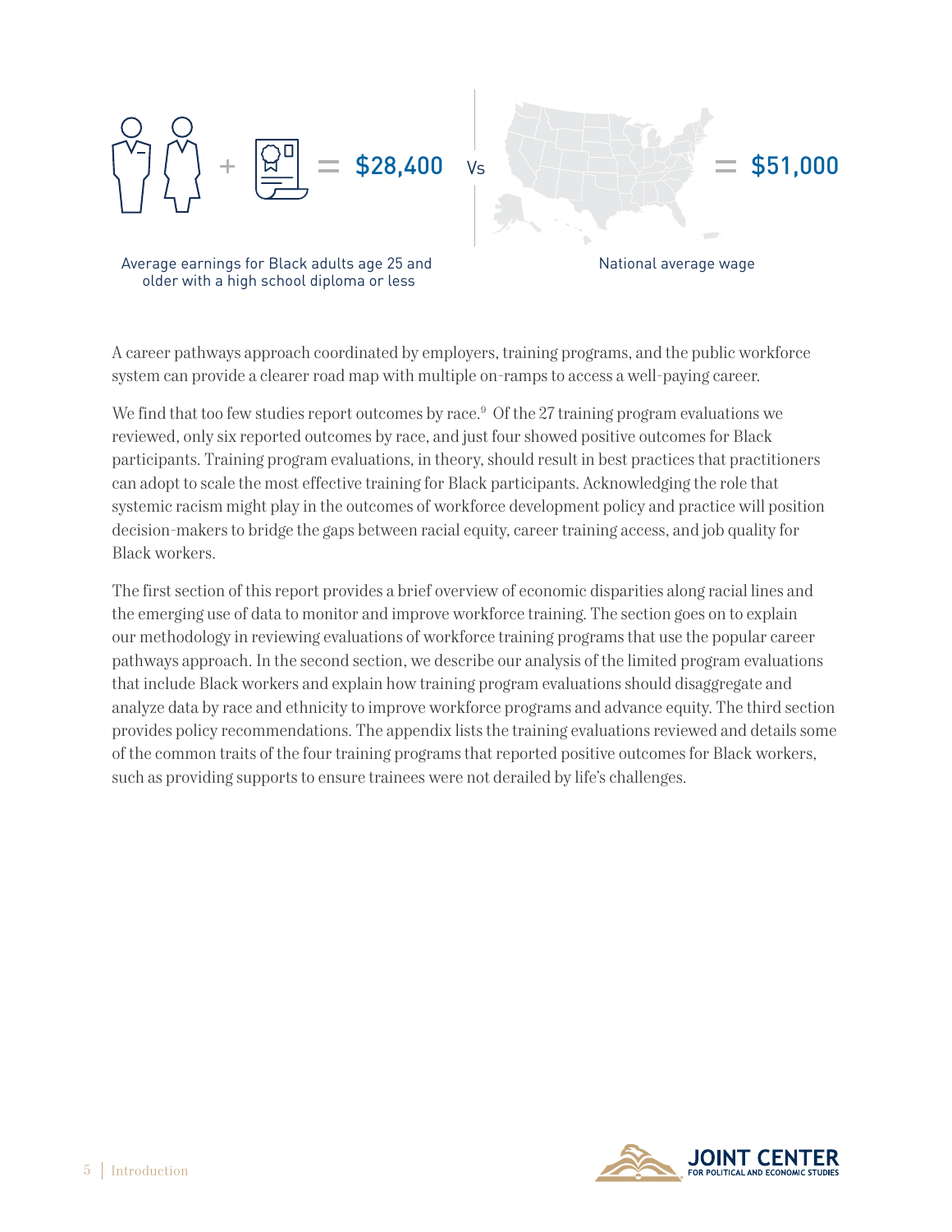= $28,400 Vs = $51,000

Average earnings for Black adults age 25 and older with a high school diploma or less

National average wage

A career pathways approach coordinated by employers, training programs, and the public workforce system can provide a clearer road map with multiple on-ramps to access a well-paying career.

We find that too few studies report outcomes by race.[9] Of the 27 training program evaluations we reviewed, only six reported outcomes by race, and just four showed positive outcomes for Black participants. Training program evaluations, in theory, should result in best practices that practitioners can adopt to scale the most effective training for Black participants. Acknowledging the role that systemic racism might play in the outcomes of workforce development policy and practice will position decision-makers to bridge the gaps between racial equity, career training access, and job quality for Black workers.

The first section of this report provides a brief overview of economic disparities along racial lines and the emerging use of data to monitor and improve workforce training. The section goes on to explain our methodology in reviewing evaluations of workforce training programs that use the popular career pathways approach. In the second section, we describe our analysis of the limited program evaluations that include Black workers and explain how training program evaluations should disaggregate and analyze data by race and ethnicity to improve workforce programs and advance equity. The third section provides policy recommendations. The appendix lists the training evaluations reviewed and details some of the common traits of the four training programs that reported positive outcomes for Black workers, such as providing supports to ensure trainees were not derailed by life's challenges.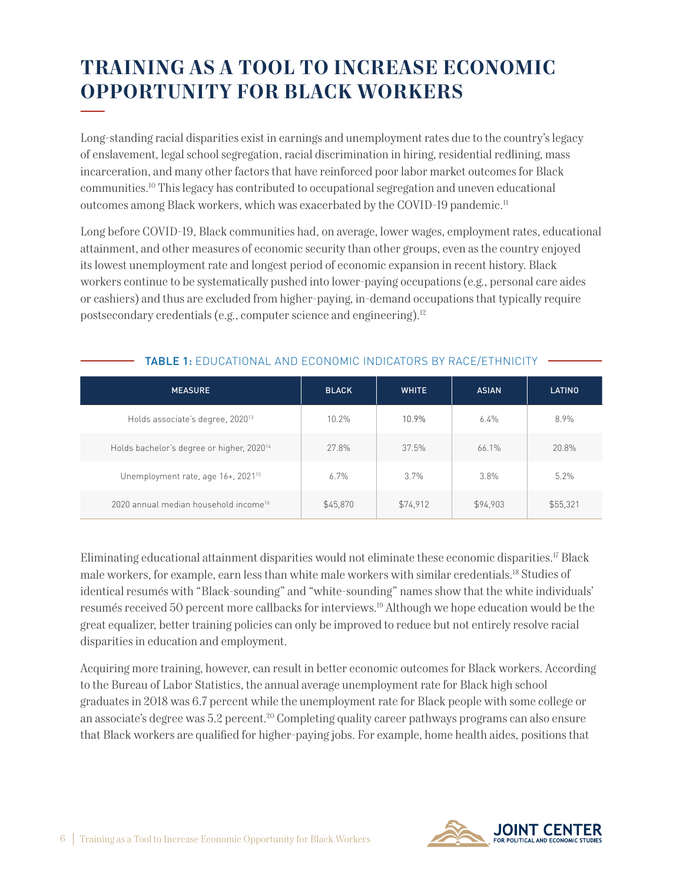# TRAINING AS A TOOL TO INCREASE ECONOMIC OPPORTUNITY FOR BLACK WORKERS

Long-standing racial disparities exist in earnings and unemployment rates due to the country's legacy of enslavement, legal school segregation, racial discrimination in hiring, residential redlining, mass incarceration, and many other factors that have reinforced poor labor market outcomes for Black communities.[10] This legacy has contributed to occupational segregation and uneven educational outcomes among Black workers, which was exacerbated by the COVID-19 pandemic.[11]

Long before COVID-19, Black communities had, on average, lower wages, employment rates, educational attainment, and other measures of economic security than other groups, even as the country enjoyed its lowest unemployment rate and longest period of economic expansion in recent history. Black workers continue to be systematically pushed into lower-paying occupations (e.g., personal care aides or cashiers) and thus are excluded from higher-paying, in-demand occupations that typically require postsecondary credentials (e.g., computer science and engineering).[12]

**TABLE 1:** EDUCATIONAL AND ECONOMIC INDICATORS BY RACE/ETHNICITY

| MEASURE | BLACK | WHITE | ASIAN | LATINO |
|---|---|---|---|---|
| Holds associate's degree, 2020[13] | 10.2% | 10.9% | 6.4% | 8.9% |
| Holds bachelor's degree or higher, 2020[14] | 27.8% | 37.5% | 66.1% | 20.8% |
| Unemployment rate, age 16+, 2021[15] | 6.7% | 3.7% | 3.8% | 5.2% |
| 2020 annual median household income[16] | $45,870 | $74,912 | $94,903 | $55,321 |

Eliminating educational attainment disparities would not eliminate these economic disparities.[17] Black male workers, for example, earn less than white male workers with similar credentials.[18] Studies of identical resumés with "Black-sounding" and "white-sounding" names show that the white individuals' resumés received 50 percent more callbacks for interviews.[19] Although we hope education would be the great equalizer, better training policies can only be improved to reduce but not entirely resolve racial disparities in education and employment.

Acquiring more training, however, can result in better economic outcomes for Black workers. According to the Bureau of Labor Statistics, the annual average unemployment rate for Black high school graduates in 2018 was 6.7 percent while the unemployment rate for Black people with some college or an associate's degree was 5.2 percent.[20] Completing quality career pathways programs can also ensure that Black workers are qualified for higher-paying jobs. For example, home health aides, positions that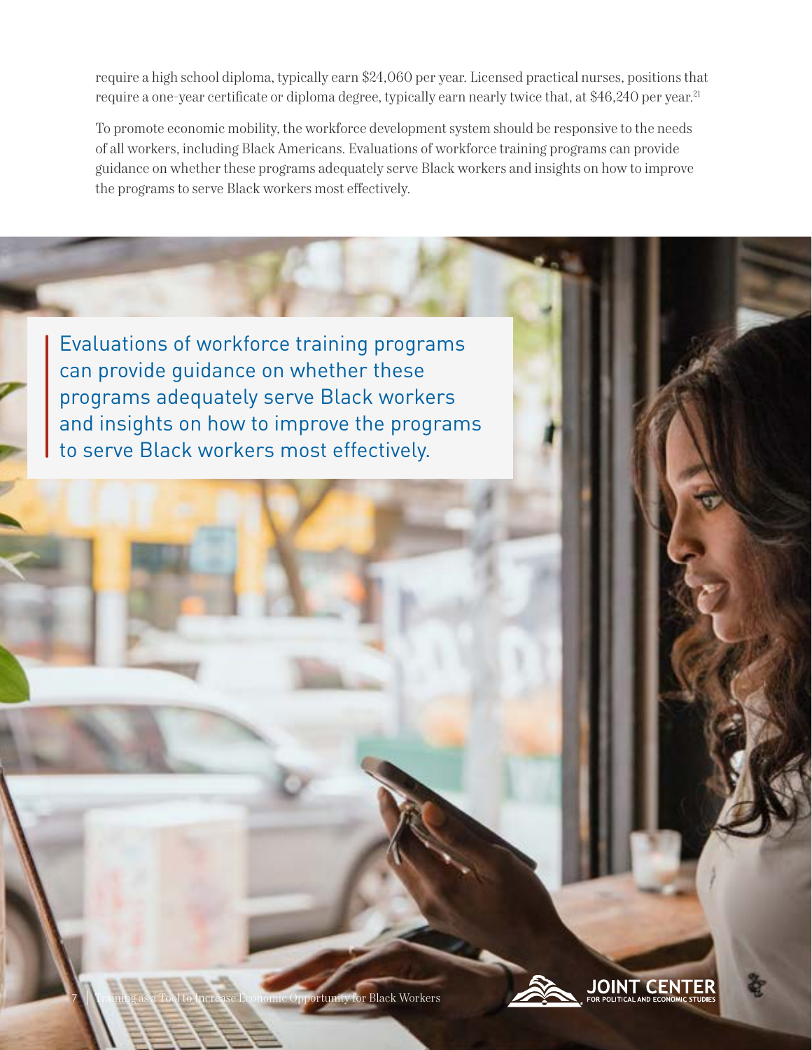require a high school diploma, typically earn $24,060 per year. Licensed practical nurses, positions that require a one-year certificate or diploma degree, typically earn nearly twice that, at $46,240 per year.[21]

To promote economic mobility, the workforce development system should be responsive to the needs of all workers, including Black Americans. Evaluations of workforce training programs can provide guidance on whether these programs adequately serve Black workers and insights on how to improve the programs to serve Black workers most effectively.

> Evaluations of workforce training programs can provide guidance on whether these programs adequately serve Black workers and insights on how to improve the programs to serve Black workers most effectively.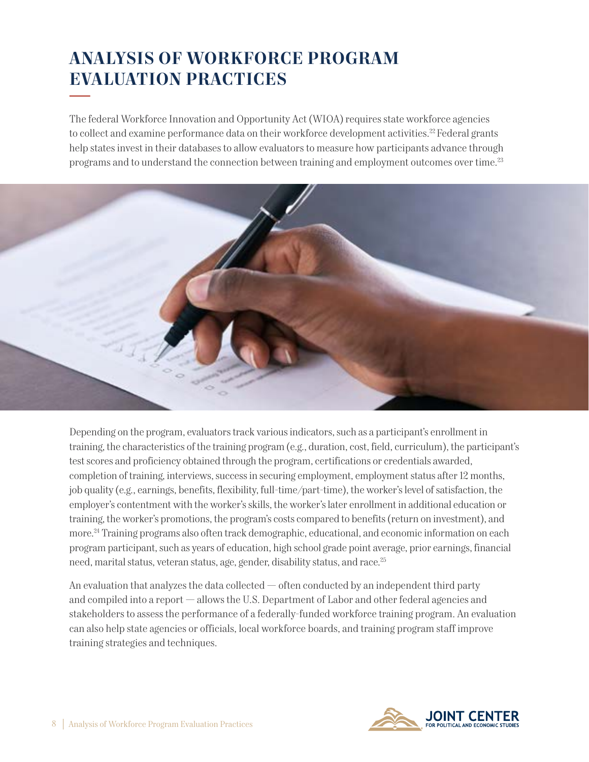# ANALYSIS OF WORKFORCE PROGRAM EVALUATION PRACTICES

The federal Workforce Innovation and Opportunity Act (WIOA) requires state workforce agencies to collect and examine performance data on their workforce development activities.[22] Federal grants help states invest in their databases to allow evaluators to measure how participants advance through programs and to understand the connection between training and employment outcomes over time.[23]

Depending on the program, evaluators track various indicators, such as a participant's enrollment in training, the characteristics of the training program (e.g., duration, cost, field, curriculum), the participant's test scores and proficiency obtained through the program, certifications or credentials awarded, completion of training, interviews, success in securing employment, employment status after 12 months, job quality (e.g., earnings, benefits, flexibility, full-time/part-time), the worker's level of satisfaction, the employer's contentment with the worker's skills, the worker's later enrollment in additional education or training, the worker's promotions, the program's costs compared to benefits (return on investment), and more.[24] Training programs also often track demographic, educational, and economic information on each program participant, such as years of education, high school grade point average, prior earnings, financial need, marital status, veteran status, age, gender, disability status, and race.[25]

An evaluation that analyzes the data collected — often conducted by an independent third party and compiled into a report — allows the U.S. Department of Labor and other federal agencies and stakeholders to assess the performance of a federally-funded workforce training program. An evaluation can also help state agencies or officials, local workforce boards, and training program staff improve training strategies and techniques.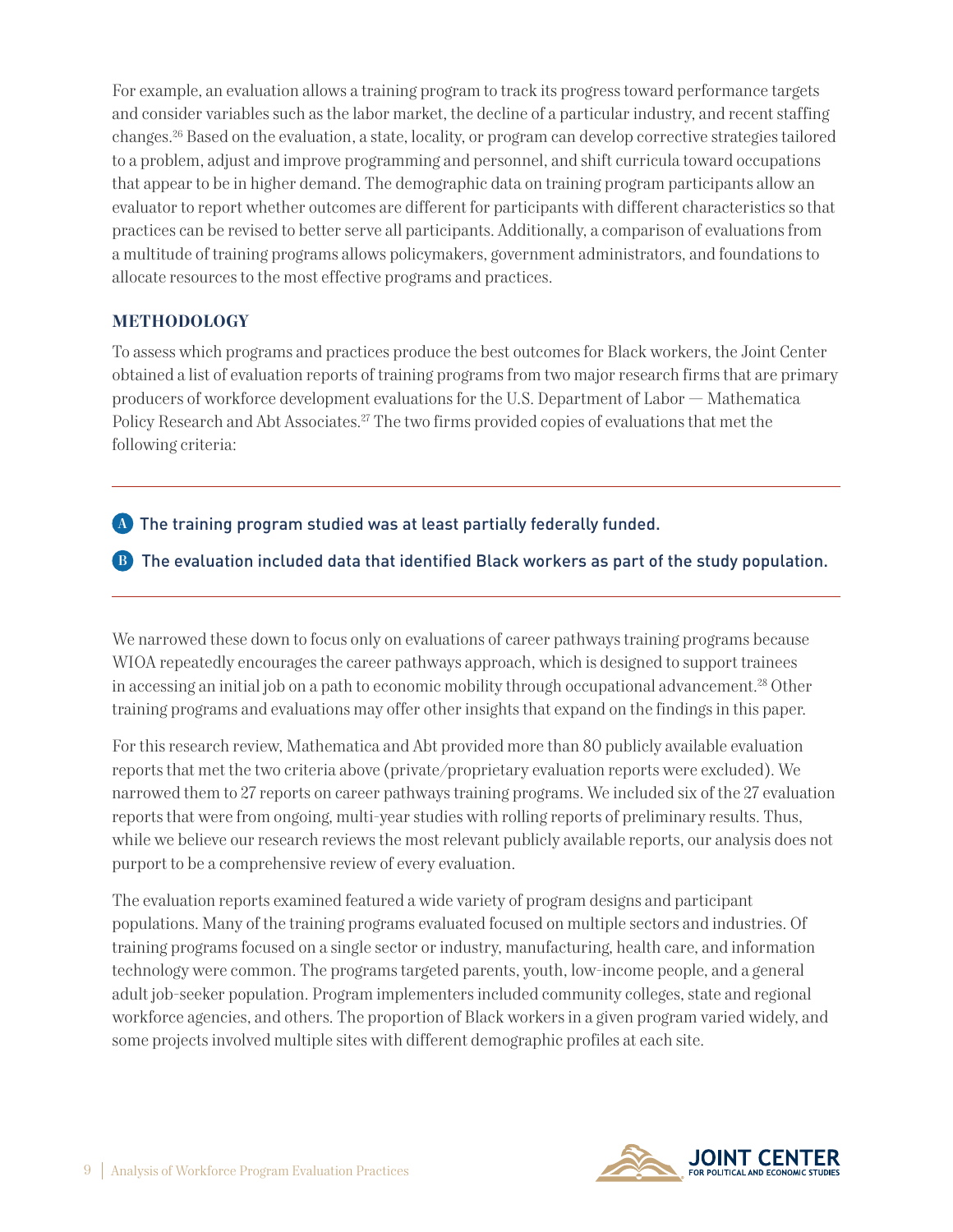For example, an evaluation allows a training program to track its progress toward performance targets and consider variables such as the labor market, the decline of a particular industry, and recent staffing changes.[26] Based on the evaluation, a state, locality, or program can develop corrective strategies tailored to a problem, adjust and improve programming and personnel, and shift curricula toward occupations that appear to be in higher demand. The demographic data on training program participants allow an evaluator to report whether outcomes are different for participants with different characteristics so that practices can be revised to better serve all participants. Additionally, a comparison of evaluations from a multitude of training programs allows policymakers, government administrators, and foundations to allocate resources to the most effective programs and practices.

## METHODOLOGY

To assess which programs and practices produce the best outcomes for Black workers, the Joint Center obtained a list of evaluation reports of training programs from two major research firms that are primary producers of workforce development evaluations for the U.S. Department of Labor — Mathematica Policy Research and Abt Associates.[27] The two firms provided copies of evaluations that met the following criteria:

**A** The training program studied was at least partially federally funded.

**B** The evaluation included data that identified Black workers as part of the study population.

We narrowed these down to focus only on evaluations of career pathways training programs because WIOA repeatedly encourages the career pathways approach, which is designed to support trainees in accessing an initial job on a path to economic mobility through occupational advancement.[28] Other training programs and evaluations may offer other insights that expand on the findings in this paper.

For this research review, Mathematica and Abt provided more than 80 publicly available evaluation reports that met the two criteria above (private/proprietary evaluation reports were excluded). We narrowed them to 27 reports on career pathways training programs. We included six of the 27 evaluation reports that were from ongoing, multi-year studies with rolling reports of preliminary results. Thus, while we believe our research reviews the most relevant publicly available reports, our analysis does not purport to be a comprehensive review of every evaluation.

The evaluation reports examined featured a wide variety of program designs and participant populations. Many of the training programs evaluated focused on multiple sectors and industries. Of training programs focused on a single sector or industry, manufacturing, health care, and information technology were common. The programs targeted parents, youth, low-income people, and a general adult job-seeker population. Program implementers included community colleges, state and regional workforce agencies, and others. The proportion of Black workers in a given program varied widely, and some projects involved multiple sites with different demographic profiles at each site.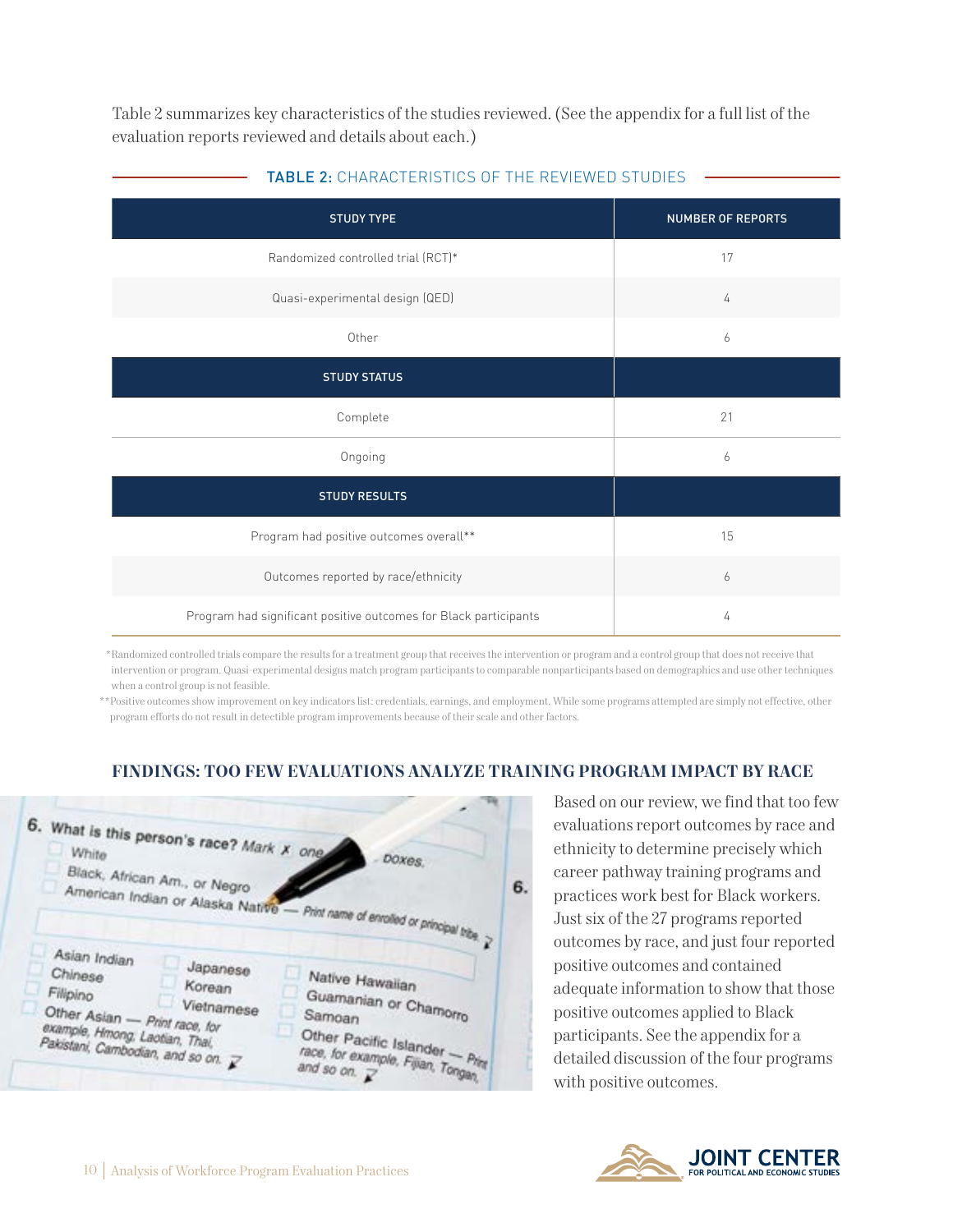Table 2 summarizes key characteristics of the studies reviewed. (See the appendix for a full list of the evaluation reports reviewed and details about each.)

**TABLE 2: CHARACTERISTICS OF THE REVIEWED STUDIES**

| STUDY TYPE | NUMBER OF REPORTS |
|---|---|
| Randomized controlled trial (RCT)* | 17 |
| Quasi-experimental design (QED) | 4 |
| Other | 6 |
| **STUDY STATUS** | |
| Complete | 21 |
| Ongoing | 6 |
| **STUDY RESULTS** | |
| Program had positive outcomes overall** | 15 |
| Outcomes reported by race/ethnicity | 6 |
| Program had significant positive outcomes for Black participants | 4 |

*Randomized controlled trials compare the results for a treatment group that receives the intervention or program and a control group that does not receive that intervention or program. Quasi-experimental designs match program participants to comparable nonparticipants based on demographics and use other techniques when a control group is not feasible.

**Positive outcomes show improvement on key indicators list: credentials, earnings, and employment. While some programs attempted are simply not effective, other program efforts do not result in detectible program improvements because of their scale and other factors.

## FINDINGS: TOO FEW EVALUATIONS ANALYZE TRAINING PROGRAM IMPACT BY RACE

Based on our review, we find that too few evaluations report outcomes by race and ethnicity to determine precisely which career pathway training programs and practices work best for Black workers. Just six of the 27 programs reported outcomes by race, and just four reported positive outcomes and contained adequate information to show that those positive outcomes applied to Black participants. See the appendix for a detailed discussion of the four programs with positive outcomes.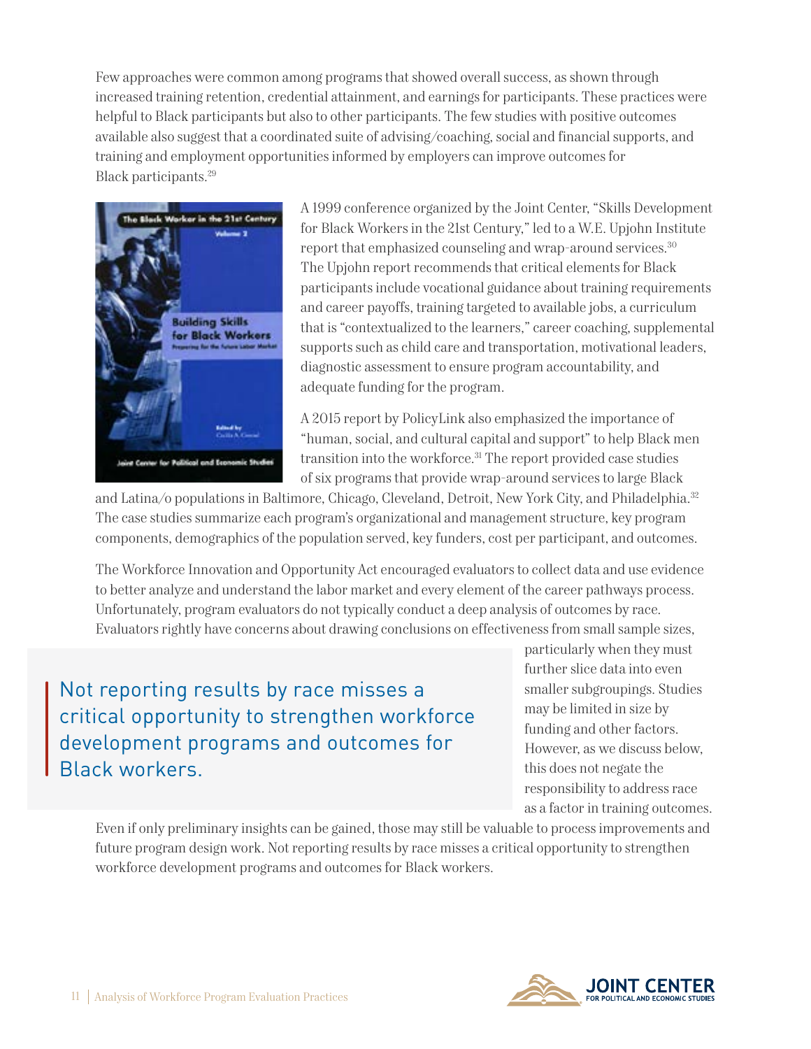Few approaches were common among programs that showed overall success, as shown through increased training retention, credential attainment, and earnings for participants. These practices were helpful to Black participants but also to other participants. The few studies with positive outcomes available also suggest that a coordinated suite of advising/coaching, social and financial supports, and training and employment opportunities informed by employers can improve outcomes for Black participants.[29]

A 1999 conference organized by the Joint Center, "Skills Development for Black Workers in the 21st Century," led to a W.E. Upjohn Institute report that emphasized counseling and wrap-around services.[30] The Upjohn report recommends that critical elements for Black participants include vocational guidance about training requirements and career payoffs, training targeted to available jobs, a curriculum that is "contextualized to the learners," career coaching, supplemental supports such as child care and transportation, motivational leaders, diagnostic assessment to ensure program accountability, and adequate funding for the program.

A 2015 report by PolicyLink also emphasized the importance of "human, social, and cultural capital and support" to help Black men transition into the workforce.[31] The report provided case studies of six programs that provide wrap-around services to large Black and Latina/o populations in Baltimore, Chicago, Cleveland, Detroit, New York City, and Philadelphia.[32] The case studies summarize each program's organizational and management structure, key program components, demographics of the population served, key funders, cost per participant, and outcomes.

The Workforce Innovation and Opportunity Act encouraged evaluators to collect data and use evidence to better analyze and understand the labor market and every element of the career pathways process. Unfortunately, program evaluators do not typically conduct a deep analysis of outcomes by race. Evaluators rightly have concerns about drawing conclusions on effectiveness from small sample sizes, particularly when they must further slice data into even smaller subgroupings. Studies may be limited in size by funding and other factors. However, as we discuss below, this does not negate the responsibility to address race as a factor in training outcomes.

> Not reporting results by race misses a critical opportunity to strengthen workforce development programs and outcomes for Black workers.

Even if only preliminary insights can be gained, those may still be valuable to process improvements and future program design work. Not reporting results by race misses a critical opportunity to strengthen workforce development programs and outcomes for Black workers.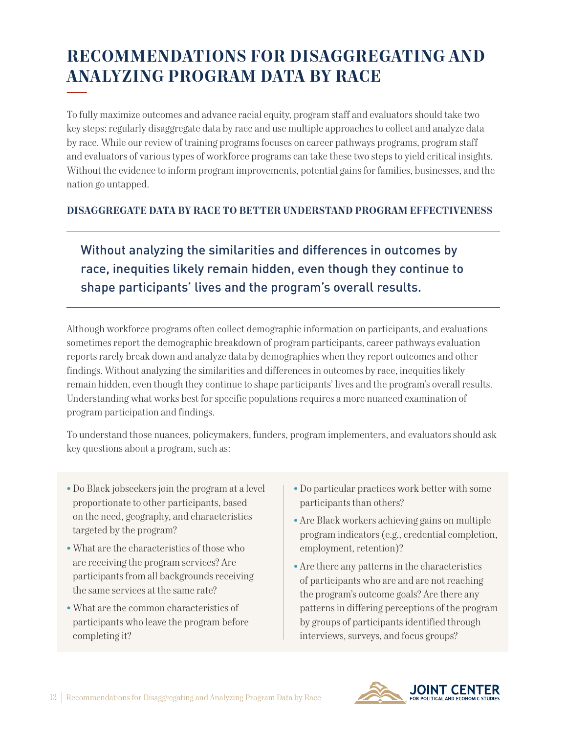# RECOMMENDATIONS FOR DISAGGREGATING AND ANALYZING PROGRAM DATA BY RACE

To fully maximize outcomes and advance racial equity, program staff and evaluators should take two key steps: regularly disaggregate data by race and use multiple approaches to collect and analyze data by race. While our review of training programs focuses on career pathways programs, program staff and evaluators of various types of workforce programs can take these two steps to yield critical insights. Without the evidence to inform program improvements, potential gains for families, businesses, and the nation go untapped.

### DISAGGREGATE DATA BY RACE TO BETTER UNDERSTAND PROGRAM EFFECTIVENESS

> Without analyzing the similarities and differences in outcomes by race, inequities likely remain hidden, even though they continue to shape participants' lives and the program's overall results.

Although workforce programs often collect demographic information on participants, and evaluations sometimes report the demographic breakdown of program participants, career pathways evaluation reports rarely break down and analyze data by demographics when they report outcomes and other findings. Without analyzing the similarities and differences in outcomes by race, inequities likely remain hidden, even though they continue to shape participants' lives and the program's overall results. Understanding what works best for specific populations requires a more nuanced examination of program participation and findings.

To understand those nuances, policymakers, funders, program implementers, and evaluators should ask key questions about a program, such as:

- Do Black jobseekers join the program at a level proportionate to other participants, based on the need, geography, and characteristics targeted by the program?
- What are the characteristics of those who are receiving the program services? Are participants from all backgrounds receiving the same services at the same rate?
- What are the common characteristics of participants who leave the program before completing it?
- Do particular practices work better with some participants than others?
- Are Black workers achieving gains on multiple program indicators (e.g., credential completion, employment, retention)?
- Are there any patterns in the characteristics of participants who are and are not reaching the program's outcome goals? Are there any patterns in differing perceptions of the program by groups of participants identified through interviews, surveys, and focus groups?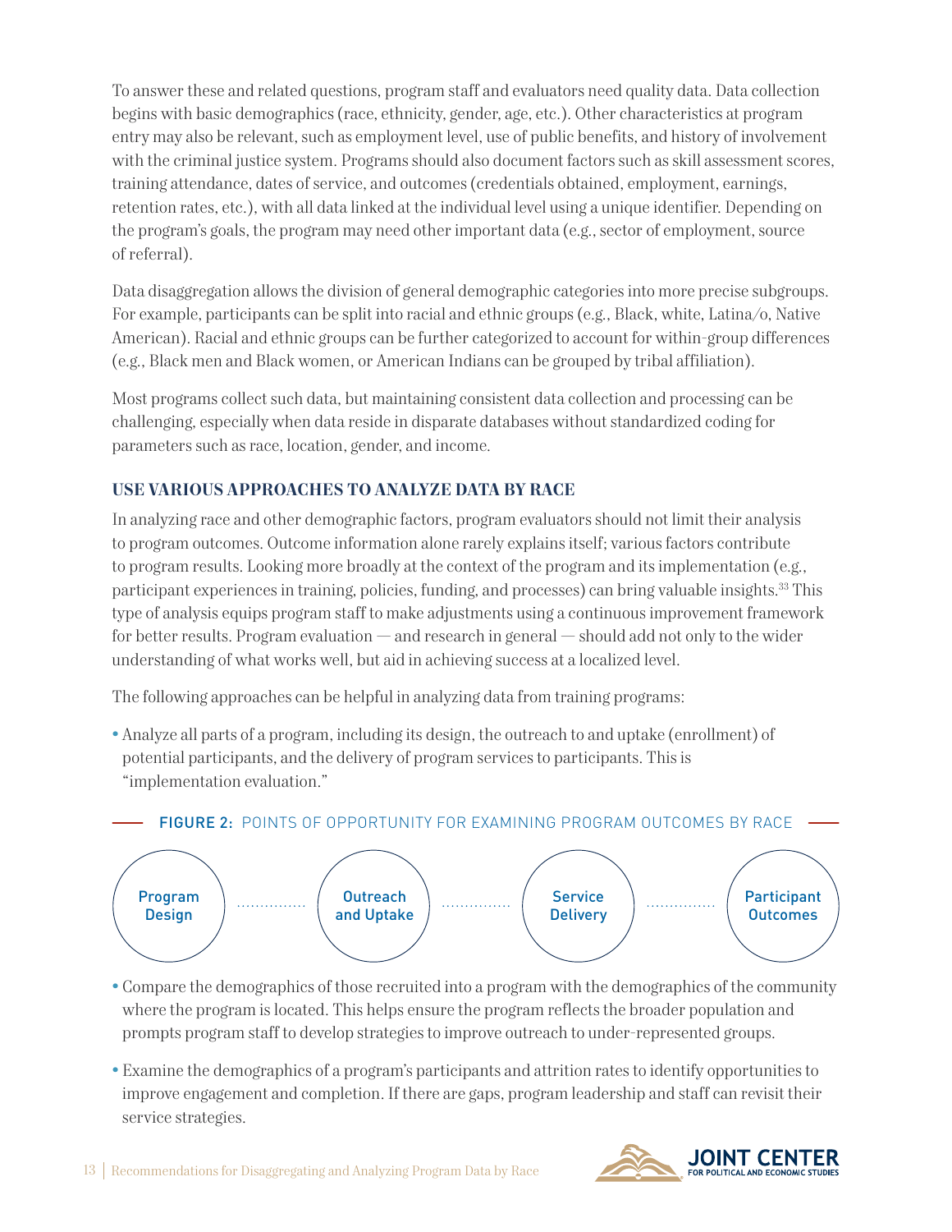To answer these and related questions, program staff and evaluators need quality data. Data collection begins with basic demographics (race, ethnicity, gender, age, etc.). Other characteristics at program entry may also be relevant, such as employment level, use of public benefits, and history of involvement with the criminal justice system. Programs should also document factors such as skill assessment scores, training attendance, dates of service, and outcomes (credentials obtained, employment, earnings, retention rates, etc.), with all data linked at the individual level using a unique identifier. Depending on the program's goals, the program may need other important data (e.g., sector of employment, source of referral).

Data disaggregation allows the division of general demographic categories into more precise subgroups. For example, participants can be split into racial and ethnic groups (e.g., Black, white, Latina/o, Native American). Racial and ethnic groups can be further categorized to account for within-group differences (e.g., Black men and Black women, or American Indians can be grouped by tribal affiliation).

Most programs collect such data, but maintaining consistent data collection and processing can be challenging, especially when data reside in disparate databases without standardized coding for parameters such as race, location, gender, and income.

### USE VARIOUS APPROACHES TO ANALYZE DATA BY RACE

In analyzing race and other demographic factors, program evaluators should not limit their analysis to program outcomes. Outcome information alone rarely explains itself; various factors contribute to program results. Looking more broadly at the context of the program and its implementation (e.g., participant experiences in training, policies, funding, and processes) can bring valuable insights.[33] This type of analysis equips program staff to make adjustments using a continuous improvement framework for better results. Program evaluation — and research in general — should add not only to the wider understanding of what works well, but aid in achieving success at a localized level.

The following approaches can be helpful in analyzing data from training programs:

- Analyze all parts of a program, including its design, the outreach to and uptake (enrollment) of potential participants, and the delivery of program services to participants. This is "implementation evaluation."

**FIGURE 2:** POINTS OF OPPORTUNITY FOR EXAMINING PROGRAM OUTCOMES BY RACE

Program Design ··· Outreach and Uptake ··· Service Delivery ··· Participant Outcomes

- Compare the demographics of those recruited into a program with the demographics of the community where the program is located. This helps ensure the program reflects the broader population and prompts program staff to develop strategies to improve outreach to under-represented groups.
- Examine the demographics of a program's participants and attrition rates to identify opportunities to improve engagement and completion. If there are gaps, program leadership and staff can revisit their service strategies.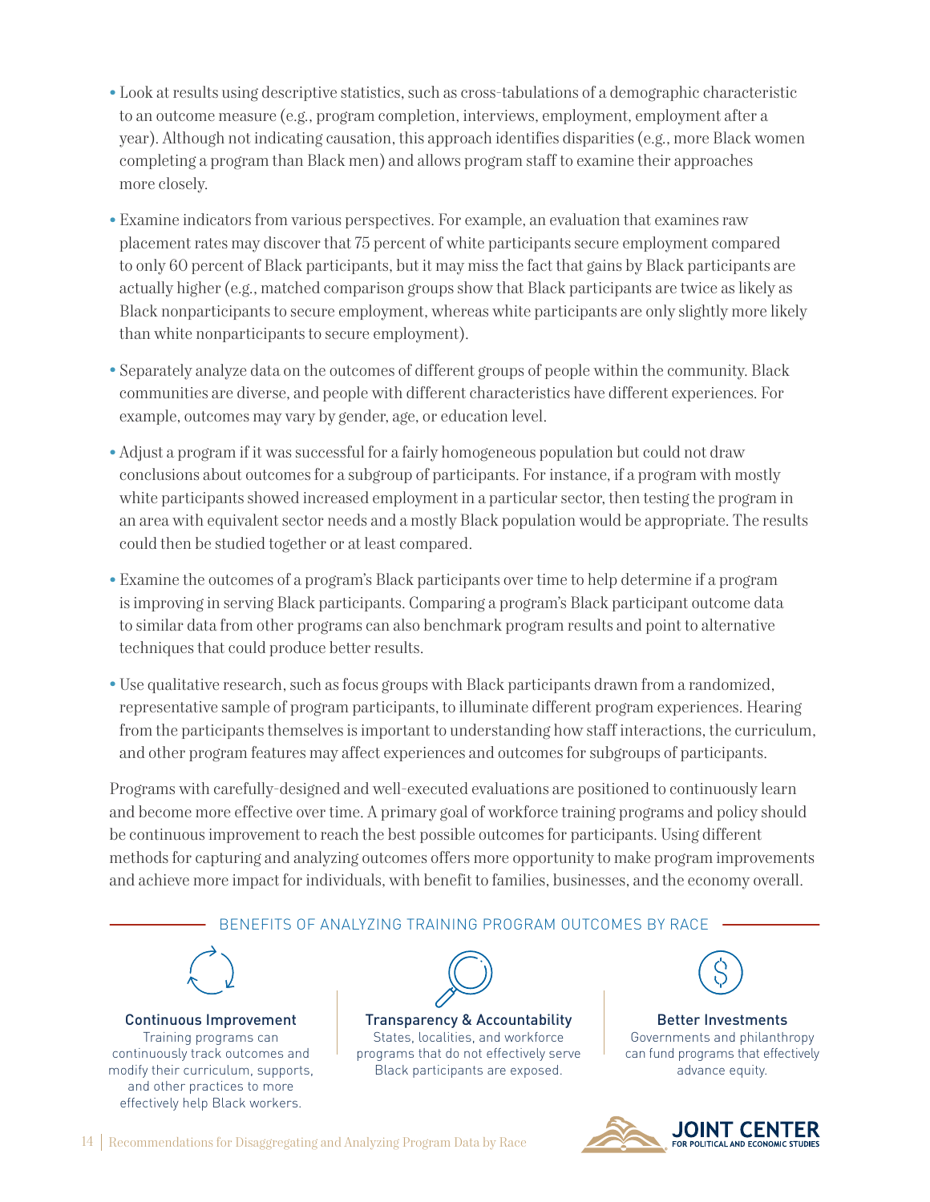- Look at results using descriptive statistics, such as cross-tabulations of a demographic characteristic to an outcome measure (e.g., program completion, interviews, employment, employment after a year). Although not indicating causation, this approach identifies disparities (e.g., more Black women completing a program than Black men) and allows program staff to examine their approaches more closely.

- Examine indicators from various perspectives. For example, an evaluation that examines raw placement rates may discover that 75 percent of white participants secure employment compared to only 60 percent of Black participants, but it may miss the fact that gains by Black participants are actually higher (e.g., matched comparison groups show that Black participants are twice as likely as Black nonparticipants to secure employment, whereas white participants are only slightly more likely than white nonparticipants to secure employment).

- Separately analyze data on the outcomes of different groups of people within the community. Black communities are diverse, and people with different characteristics have different experiences. For example, outcomes may vary by gender, age, or education level.

- Adjust a program if it was successful for a fairly homogeneous population but could not draw conclusions about outcomes for a subgroup of participants. For instance, if a program with mostly white participants showed increased employment in a particular sector, then testing the program in an area with equivalent sector needs and a mostly Black population would be appropriate. The results could then be studied together or at least compared.

- Examine the outcomes of a program's Black participants over time to help determine if a program is improving in serving Black participants. Comparing a program's Black participant outcome data to similar data from other programs can also benchmark program results and point to alternative techniques that could produce better results.

- Use qualitative research, such as focus groups with Black participants drawn from a randomized, representative sample of program participants, to illuminate different program experiences. Hearing from the participants themselves is important to understanding how staff interactions, the curriculum, and other program features may affect experiences and outcomes for subgroups of participants.

Programs with carefully-designed and well-executed evaluations are positioned to continuously learn and become more effective over time. A primary goal of workforce training programs and policy should be continuous improvement to reach the best possible outcomes for participants. Using different methods for capturing and analyzing outcomes offers more opportunity to make program improvements and achieve more impact for individuals, with benefit to families, businesses, and the economy overall.

## BENEFITS OF ANALYZING TRAINING PROGRAM OUTCOMES BY RACE

**Continuous Improvement**
Training programs can continuously track outcomes and modify their curriculum, supports, and other practices to more effectively help Black workers.

**Transparency & Accountability**
States, localities, and workforce programs that do not effectively serve Black participants are exposed.

**Better Investments**
Governments and philanthropy can fund programs that effectively advance equity.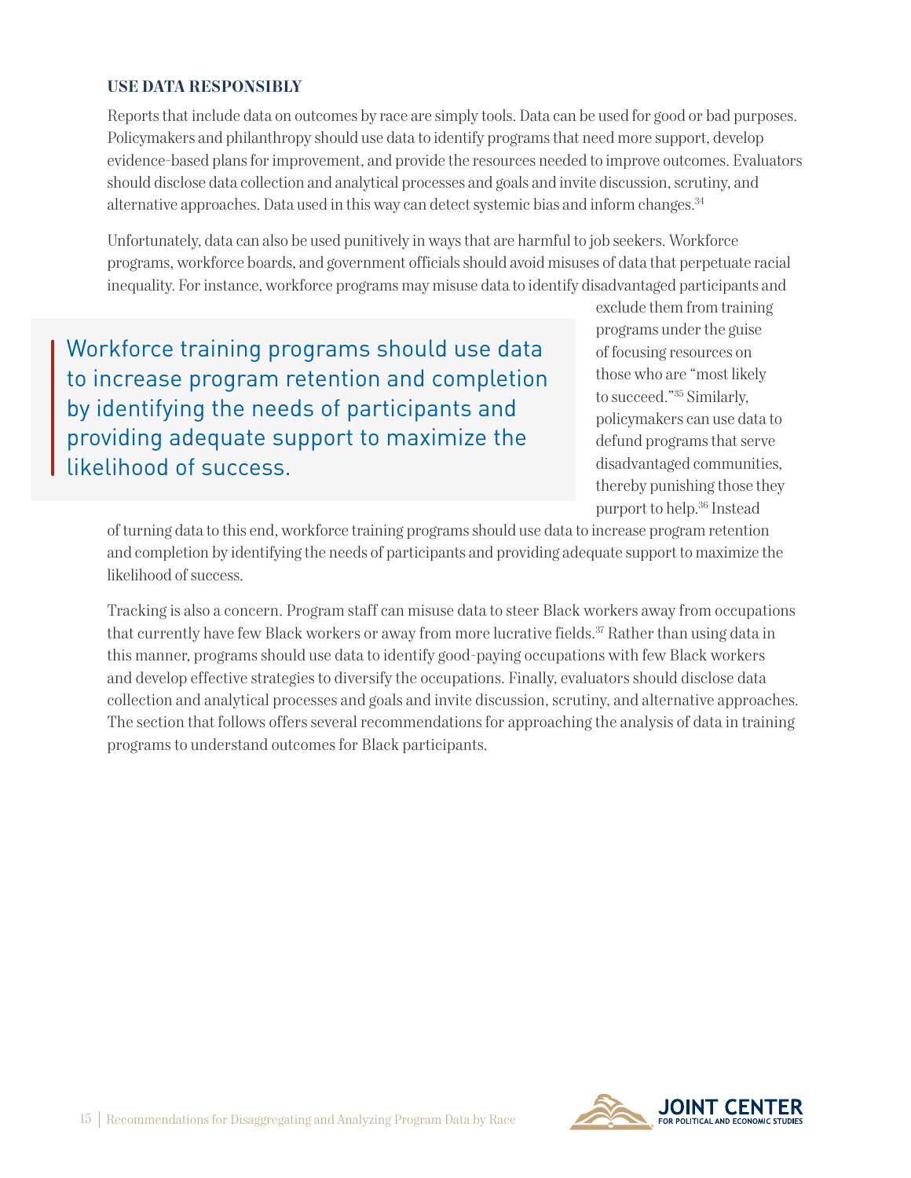### USE DATA RESPONSIBLY

Reports that include data on outcomes by race are simply tools. Data can be used for good or bad purposes. Policymakers and philanthropy should use data to identify programs that need more support, develop evidence-based plans for improvement, and provide the resources needed to improve outcomes. Evaluators should disclose data collection and analytical processes and goals and invite discussion, scrutiny, and alternative approaches. Data used in this way can detect systemic bias and inform changes.[34]

Unfortunately, data can also be used punitively in ways that are harmful to job seekers. Workforce programs, workforce boards, and government officials should avoid misuses of data that perpetuate racial inequality. For instance, workforce programs may misuse data to identify disadvantaged participants and exclude them from training programs under the guise of focusing resources on those who are "most likely to succeed."[35] Similarly, policymakers can use data to defund programs that serve disadvantaged communities, thereby punishing those they purport to help.[36] Instead of turning data to this end, workforce training programs should use data to increase program retention and completion by identifying the needs of participants and providing adequate support to maximize the likelihood of success.

> Workforce training programs should use data to increase program retention and completion by identifying the needs of participants and providing adequate support to maximize the likelihood of success.

Tracking is also a concern. Program staff can misuse data to steer Black workers away from occupations that currently have few Black workers or away from more lucrative fields.[37] Rather than using data in this manner, programs should use data to identify good-paying occupations with few Black workers and develop effective strategies to diversify the occupations. Finally, evaluators should disclose data collection and analytical processes and goals and invite discussion, scrutiny, and alternative approaches. The section that follows offers several recommendations for approaching the analysis of data in training programs to understand outcomes for Black participants.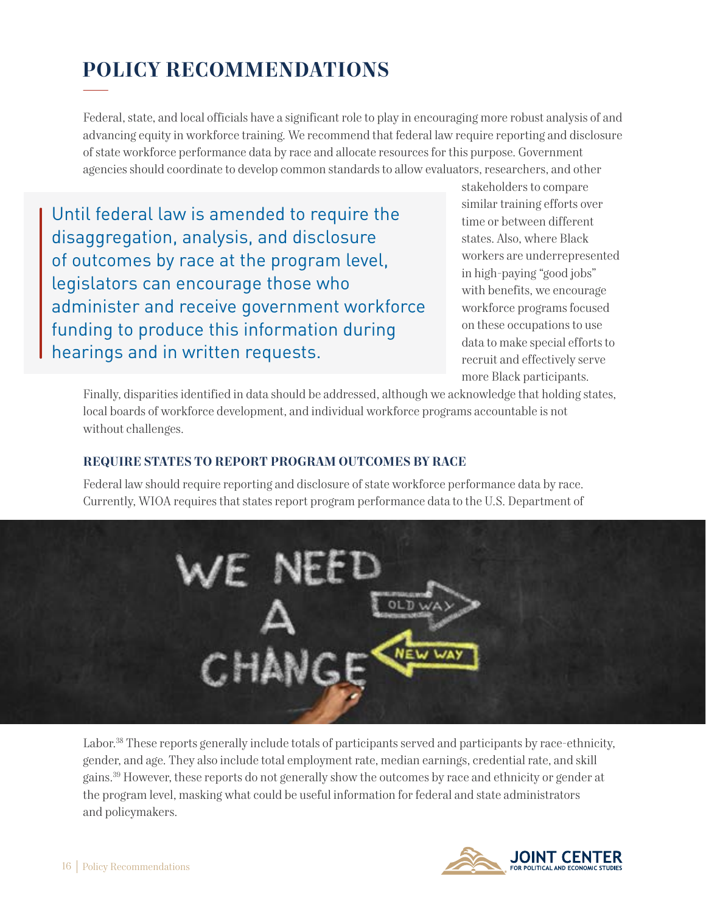# POLICY RECOMMENDATIONS

Federal, state, and local officials have a significant role to play in encouraging more robust analysis of and advancing equity in workforce training. We recommend that federal law require reporting and disclosure of state workforce performance data by race and allocate resources for this purpose. Government agencies should coordinate to develop common standards to allow evaluators, researchers, and other stakeholders to compare similar training efforts over time or between different states. Also, where Black workers are underrepresented in high-paying "good jobs" with benefits, we encourage workforce programs focused on these occupations to use data to make special efforts to recruit and effectively serve more Black participants.

> Until federal law is amended to require the disaggregation, analysis, and disclosure of outcomes by race at the program level, legislators can encourage those who administer and receive government workforce funding to produce this information during hearings and in written requests.

Finally, disparities identified in data should be addressed, although we acknowledge that holding states, local boards of workforce development, and individual workforce programs accountable is not without challenges.

### REQUIRE STATES TO REPORT PROGRAM OUTCOMES BY RACE

Federal law should require reporting and disclosure of state workforce performance data by race. Currently, WIOA requires that states report program performance data to the U.S. Department of Labor.[38] These reports generally include totals of participants served and participants by race-ethnicity, gender, and age. They also include total employment rate, median earnings, credential rate, and skill gains.[39] However, these reports do not generally show the outcomes by race and ethnicity or gender at the program level, masking what could be useful information for federal and state administrators and policymakers.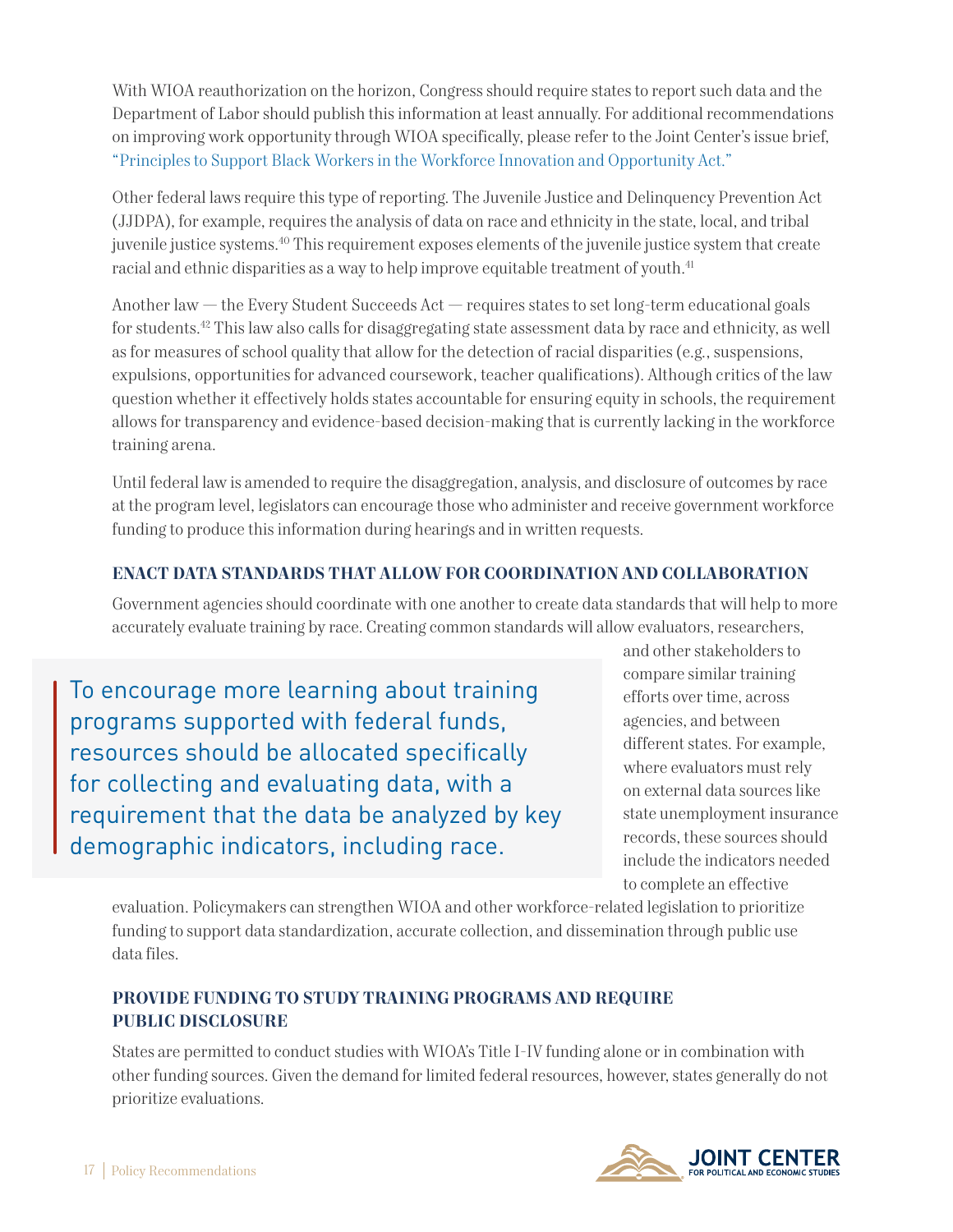With WIOA reauthorization on the horizon, Congress should require states to report such data and the Department of Labor should publish this information at least annually. For additional recommendations on improving work opportunity through WIOA specifically, please refer to the Joint Center's issue brief, "Principles to Support Black Workers in the Workforce Innovation and Opportunity Act."

Other federal laws require this type of reporting. The Juvenile Justice and Delinquency Prevention Act (JJDPA), for example, requires the analysis of data on race and ethnicity in the state, local, and tribal juvenile justice systems.[40] This requirement exposes elements of the juvenile justice system that create racial and ethnic disparities as a way to help improve equitable treatment of youth.[41]

Another law — the Every Student Succeeds Act — requires states to set long-term educational goals for students.[42] This law also calls for disaggregating state assessment data by race and ethnicity, as well as for measures of school quality that allow for the detection of racial disparities (e.g., suspensions, expulsions, opportunities for advanced coursework, teacher qualifications). Although critics of the law question whether it effectively holds states accountable for ensuring equity in schools, the requirement allows for transparency and evidence-based decision-making that is currently lacking in the workforce training arena.

Until federal law is amended to require the disaggregation, analysis, and disclosure of outcomes by race at the program level, legislators can encourage those who administer and receive government workforce funding to produce this information during hearings and in written requests.

### ENACT DATA STANDARDS THAT ALLOW FOR COORDINATION AND COLLABORATION

Government agencies should coordinate with one another to create data standards that will help to more accurately evaluate training by race. Creating common standards will allow evaluators, researchers, and other stakeholders to compare similar training efforts over time, across agencies, and between different states. For example, where evaluators must rely on external data sources like state unemployment insurance records, these sources should include the indicators needed to complete an effective evaluation. Policymakers can strengthen WIOA and other workforce-related legislation to prioritize funding to support data standardization, accurate collection, and dissemination through public use data files.

> To encourage more learning about training programs supported with federal funds, resources should be allocated specifically for collecting and evaluating data, with a requirement that the data be analyzed by key demographic indicators, including race.

### PROVIDE FUNDING TO STUDY TRAINING PROGRAMS AND REQUIRE PUBLIC DISCLOSURE

States are permitted to conduct studies with WIOA's Title I-IV funding alone or in combination with other funding sources. Given the demand for limited federal resources, however, states generally do not prioritize evaluations.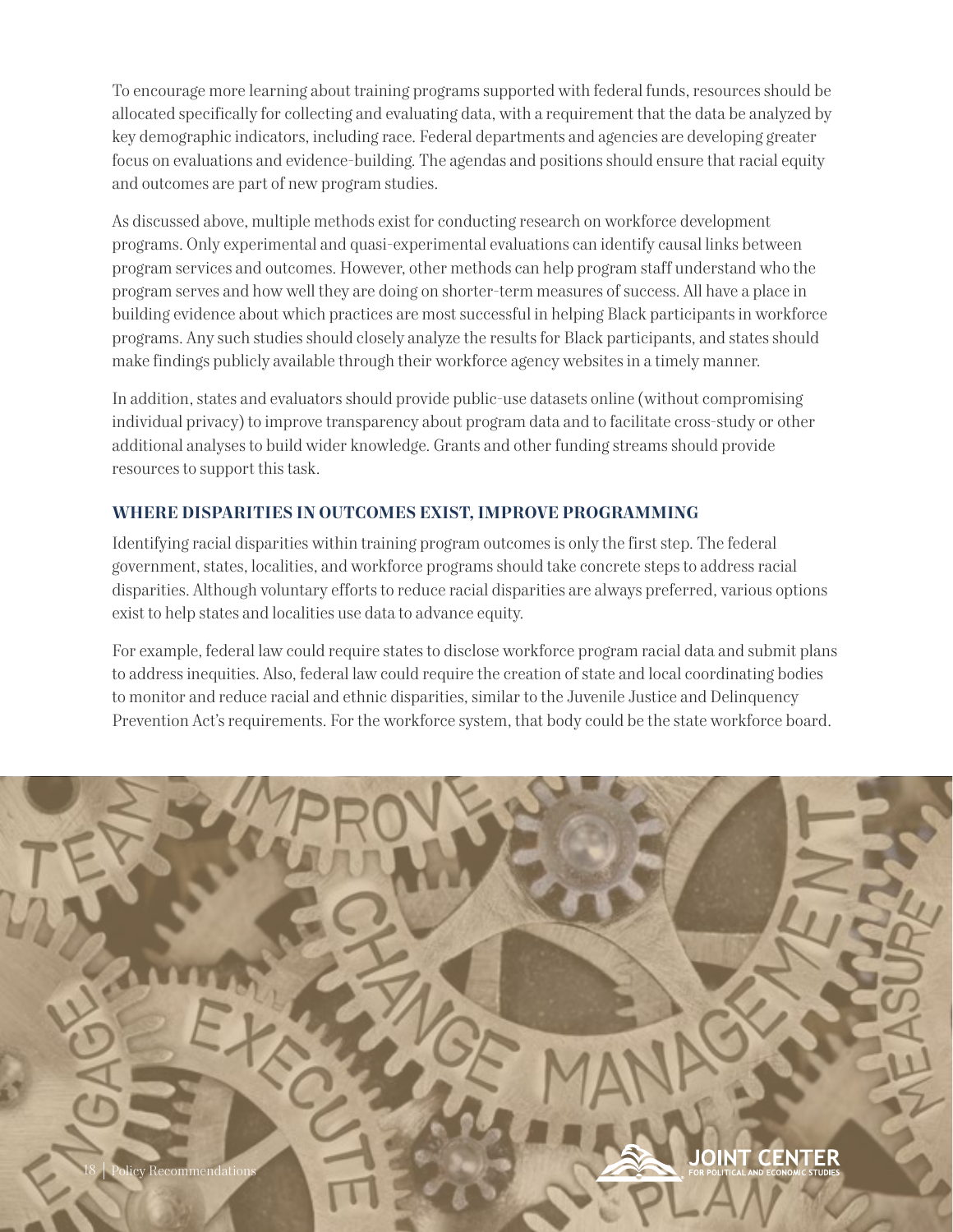To encourage more learning about training programs supported with federal funds, resources should be allocated specifically for collecting and evaluating data, with a requirement that the data be analyzed by key demographic indicators, including race. Federal departments and agencies are developing greater focus on evaluations and evidence-building. The agendas and positions should ensure that racial equity and outcomes are part of new program studies.

As discussed above, multiple methods exist for conducting research on workforce development programs. Only experimental and quasi-experimental evaluations can identify causal links between program services and outcomes. However, other methods can help program staff understand who the program serves and how well they are doing on shorter-term measures of success. All have a place in building evidence about which practices are most successful in helping Black participants in workforce programs. Any such studies should closely analyze the results for Black participants, and states should make findings publicly available through their workforce agency websites in a timely manner.

In addition, states and evaluators should provide public-use datasets online (without compromising individual privacy) to improve transparency about program data and to facilitate cross-study or other additional analyses to build wider knowledge. Grants and other funding streams should provide resources to support this task.

### WHERE DISPARITIES IN OUTCOMES EXIST, IMPROVE PROGRAMMING

Identifying racial disparities within training program outcomes is only the first step. The federal government, states, localities, and workforce programs should take concrete steps to address racial disparities. Although voluntary efforts to reduce racial disparities are always preferred, various options exist to help states and localities use data to advance equity.

For example, federal law could require states to disclose workforce program racial data and submit plans to address inequities. Also, federal law could require the creation of state and local coordinating bodies to monitor and reduce racial and ethnic disparities, similar to the Juvenile Justice and Delinquency Prevention Act's requirements. For the workforce system, that body could be the state workforce board.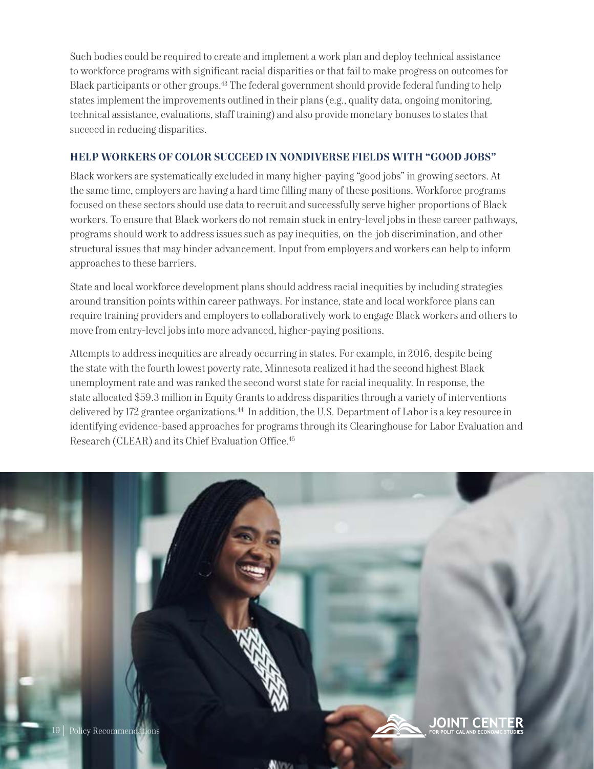Such bodies could be required to create and implement a work plan and deploy technical assistance to workforce programs with significant racial disparities or that fail to make progress on outcomes for Black participants or other groups.[43] The federal government should provide federal funding to help states implement the improvements outlined in their plans (e.g., quality data, ongoing monitoring, technical assistance, evaluations, staff training) and also provide monetary bonuses to states that succeed in reducing disparities.

### HELP WORKERS OF COLOR SUCCEED IN NONDIVERSE FIELDS WITH "GOOD JOBS"

Black workers are systematically excluded in many higher-paying "good jobs" in growing sectors. At the same time, employers are having a hard time filling many of these positions. Workforce programs focused on these sectors should use data to recruit and successfully serve higher proportions of Black workers. To ensure that Black workers do not remain stuck in entry-level jobs in these career pathways, programs should work to address issues such as pay inequities, on-the-job discrimination, and other structural issues that may hinder advancement. Input from employers and workers can help to inform approaches to these barriers.

State and local workforce development plans should address racial inequities by including strategies around transition points within career pathways. For instance, state and local workforce plans can require training providers and employers to collaboratively work to engage Black workers and others to move from entry-level jobs into more advanced, higher-paying positions.

Attempts to address inequities are already occurring in states. For example, in 2016, despite being the state with the fourth lowest poverty rate, Minnesota realized it had the second highest Black unemployment rate and was ranked the second worst state for racial inequality. In response, the state allocated $59.3 million in Equity Grants to address disparities through a variety of interventions delivered by 172 grantee organizations.[44] In addition, the U.S. Department of Labor is a key resource in identifying evidence-based approaches for programs through its Clearinghouse for Labor Evaluation and Research (CLEAR) and its Chief Evaluation Office.[45]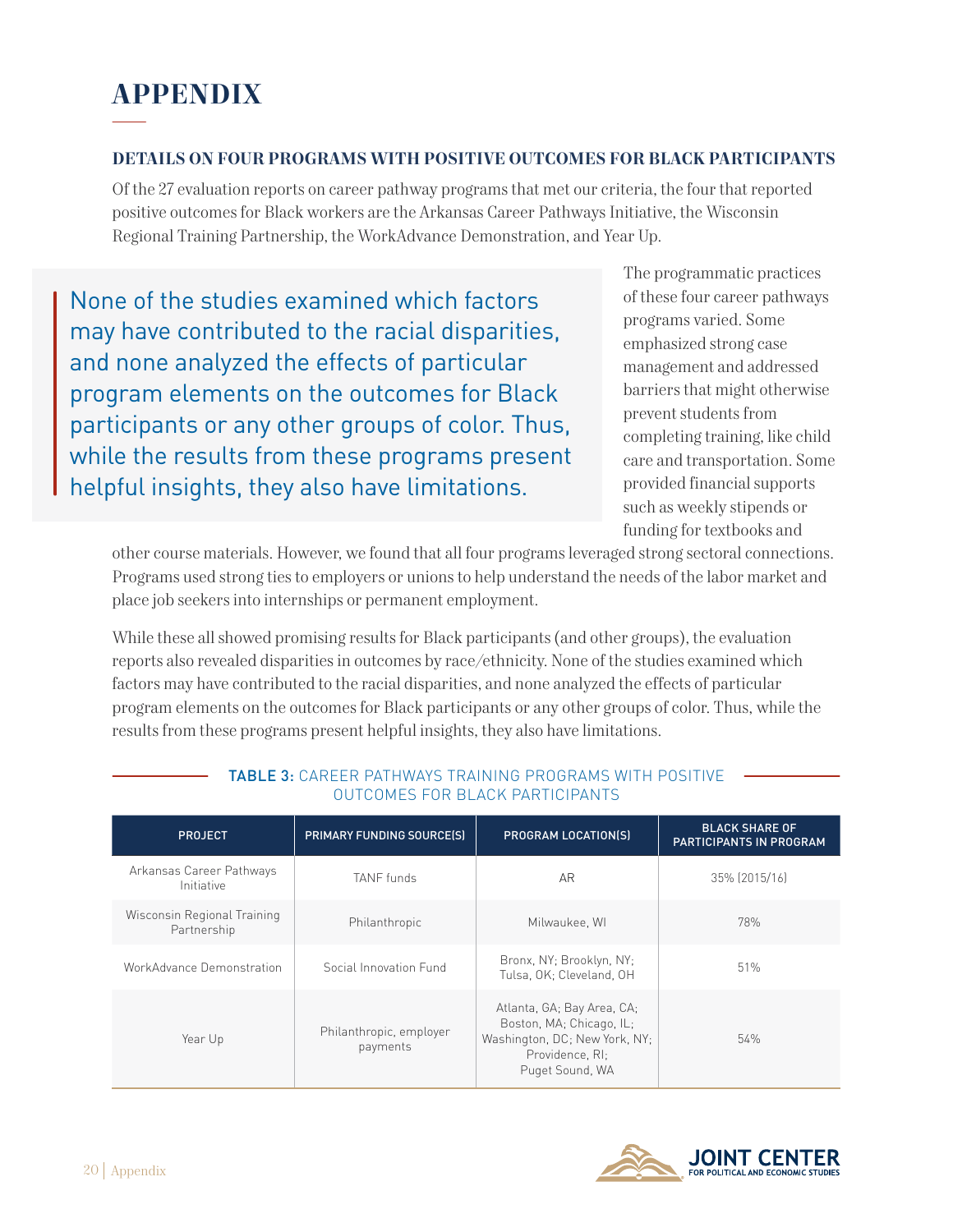# APPENDIX

### DETAILS ON FOUR PROGRAMS WITH POSITIVE OUTCOMES FOR BLACK PARTICIPANTS

Of the 27 evaluation reports on career pathway programs that met our criteria, the four that reported positive outcomes for Black workers are the Arkansas Career Pathways Initiative, the Wisconsin Regional Training Partnership, the WorkAdvance Demonstration, and Year Up.

> None of the studies examined which factors may have contributed to the racial disparities, and none analyzed the effects of particular program elements on the outcomes for Black participants or any other groups of color. Thus, while the results from these programs present helpful insights, they also have limitations.

The programmatic practices of these four career pathways programs varied. Some emphasized strong case management and addressed barriers that might otherwise prevent students from completing training, like child care and transportation. Some provided financial supports such as weekly stipends or funding for textbooks and other course materials. However, we found that all four programs leveraged strong sectoral connections. Programs used strong ties to employers or unions to help understand the needs of the labor market and place job seekers into internships or permanent employment.

While these all showed promising results for Black participants (and other groups), the evaluation reports also revealed disparities in outcomes by race/ethnicity. None of the studies examined which factors may have contributed to the racial disparities, and none analyzed the effects of particular program elements on the outcomes for Black participants or any other groups of color. Thus, while the results from these programs present helpful insights, they also have limitations.

**TABLE 3:** CAREER PATHWAYS TRAINING PROGRAMS WITH POSITIVE OUTCOMES FOR BLACK PARTICIPANTS

| PROJECT | PRIMARY FUNDING SOURCE(S) | PROGRAM LOCATION(S) | BLACK SHARE OF PARTICIPANTS IN PROGRAM |
|---|---|---|---|
| Arkansas Career Pathways Initiative | TANF funds | AR | 35% (2015/16) |
| Wisconsin Regional Training Partnership | Philanthropic | Milwaukee, WI | 78% |
| WorkAdvance Demonstration | Social Innovation Fund | Bronx, NY; Brooklyn, NY; Tulsa, OK; Cleveland, OH | 51% |
| Year Up | Philanthropic, employer payments | Atlanta, GA; Bay Area, CA; Boston, MA; Chicago, IL; Washington, DC; New York, NY; Providence, RI; Puget Sound, WA | 54% |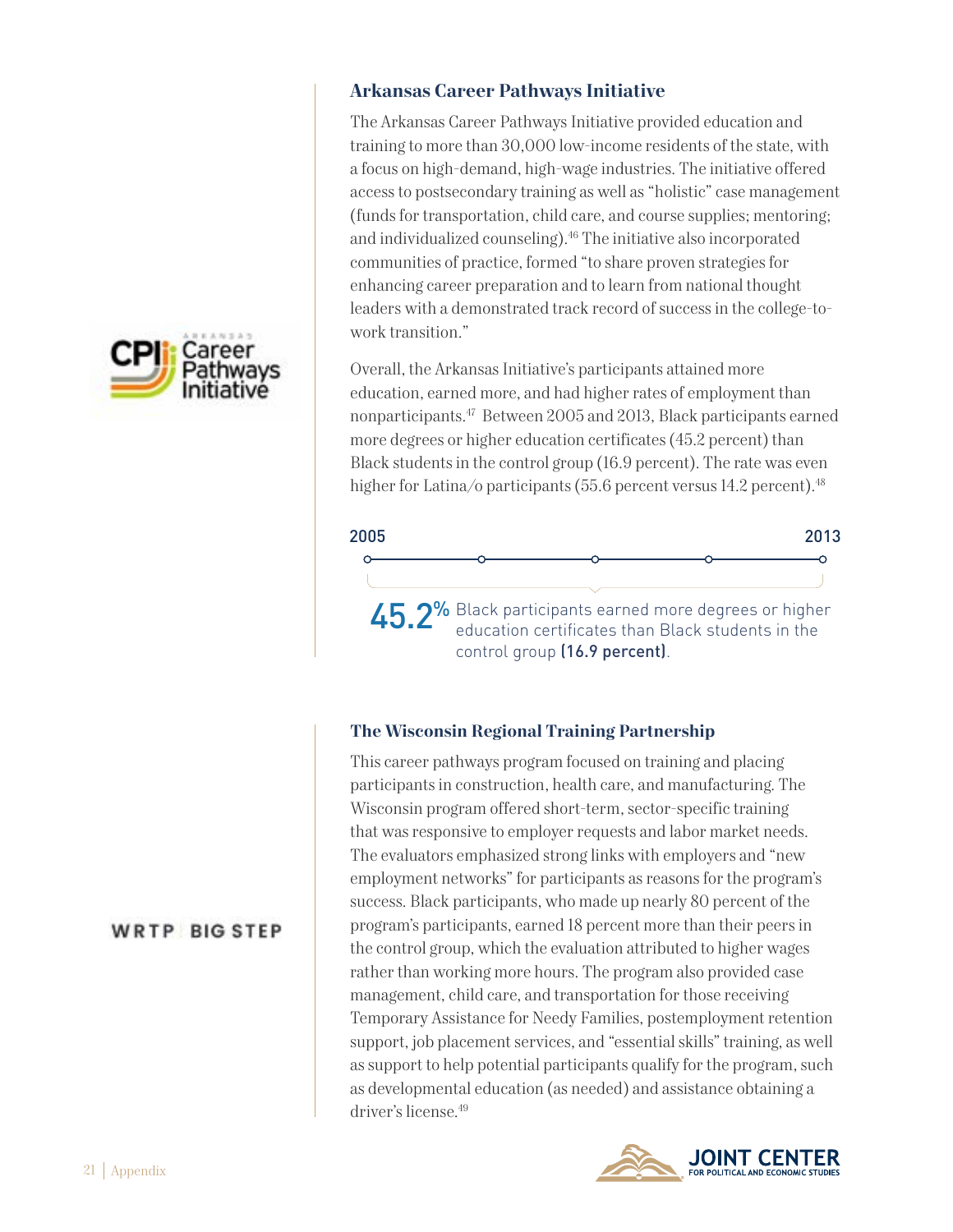### Arkansas Career Pathways Initiative

The Arkansas Career Pathways Initiative provided education and training to more than 30,000 low-income residents of the state, with a focus on high-demand, high-wage industries. The initiative offered access to postsecondary training as well as "holistic" case management (funds for transportation, child care, and course supplies; mentoring; and individualized counseling).[46] The initiative also incorporated communities of practice, formed "to share proven strategies for enhancing career preparation and to learn from national thought leaders with a demonstrated track record of success in the college-to-work transition."

Overall, the Arkansas Initiative's participants attained more education, earned more, and had higher rates of employment than nonparticipants.[47] Between 2005 and 2013, Black participants earned more degrees or higher education certificates (45.2 percent) than Black students in the control group (16.9 percent). The rate was even higher for Latina/o participants (55.6 percent versus 14.2 percent).[48]

2005 — 2013

**45.2%** Black participants earned more degrees or higher education certificates than Black students in the control group **(16.9 percent)**.

### The Wisconsin Regional Training Partnership

This career pathways program focused on training and placing participants in construction, health care, and manufacturing. The Wisconsin program offered short-term, sector-specific training that was responsive to employer requests and labor market needs. The evaluators emphasized strong links with employers and "new employment networks" for participants as reasons for the program's success. Black participants, who made up nearly 80 percent of the program's participants, earned 18 percent more than their peers in the control group, which the evaluation attributed to higher wages rather than working more hours. The program also provided case management, child care, and transportation for those receiving Temporary Assistance for Needy Families, postemployment retention support, job placement services, and "essential skills" training, as well as support to help potential participants qualify for the program, such as developmental education (as needed) and assistance obtaining a driver's license.[49]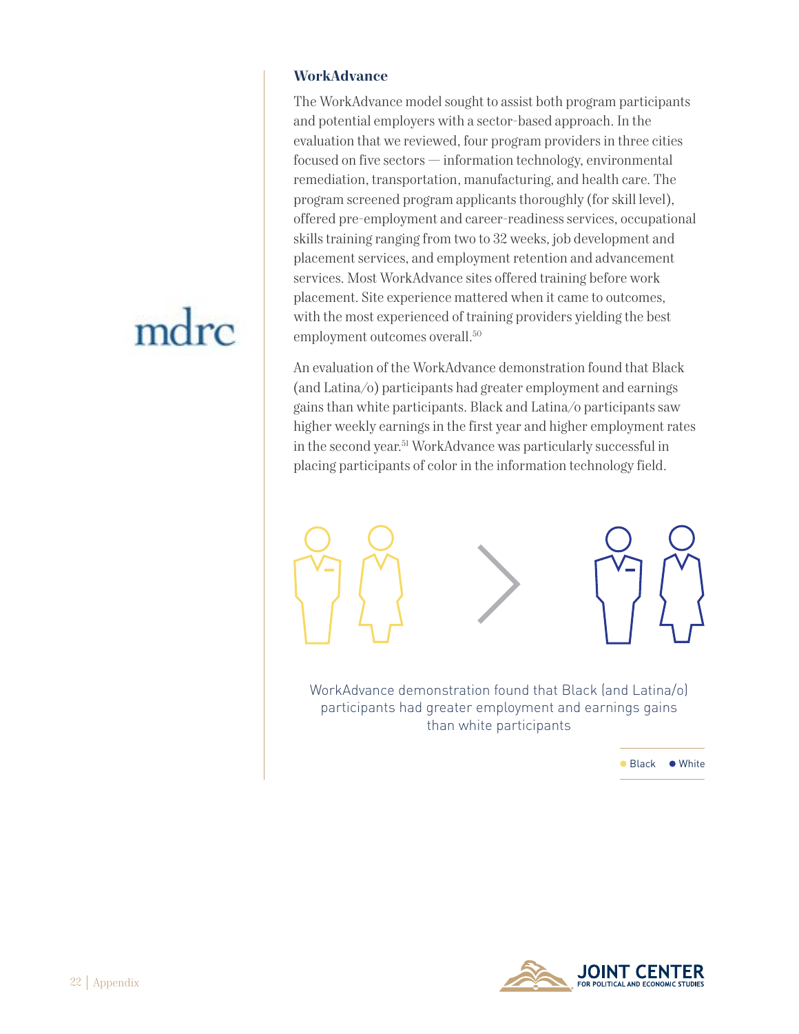## WorkAdvance

The WorkAdvance model sought to assist both program participants and potential employers with a sector-based approach. In the evaluation that we reviewed, four program providers in three cities focused on five sectors — information technology, environmental remediation, transportation, manufacturing, and health care. The program screened program applicants thoroughly (for skill level), offered pre-employment and career-readiness services, occupational skills training ranging from two to 32 weeks, job development and placement services, and employment retention and advancement services. Most WorkAdvance sites offered training before work placement. Site experience mattered when it came to outcomes, with the most experienced of training providers yielding the best employment outcomes overall.[50]

An evaluation of the WorkAdvance demonstration found that Black (and Latina/o) participants had greater employment and earnings gains than white participants. Black and Latina/o participants saw higher weekly earnings in the first year and higher employment rates in the second year.[51] WorkAdvance was particularly successful in placing participants of color in the information technology field.

WorkAdvance demonstration found that Black (and Latina/o) participants had greater employment and earnings gains than white participants

Black  White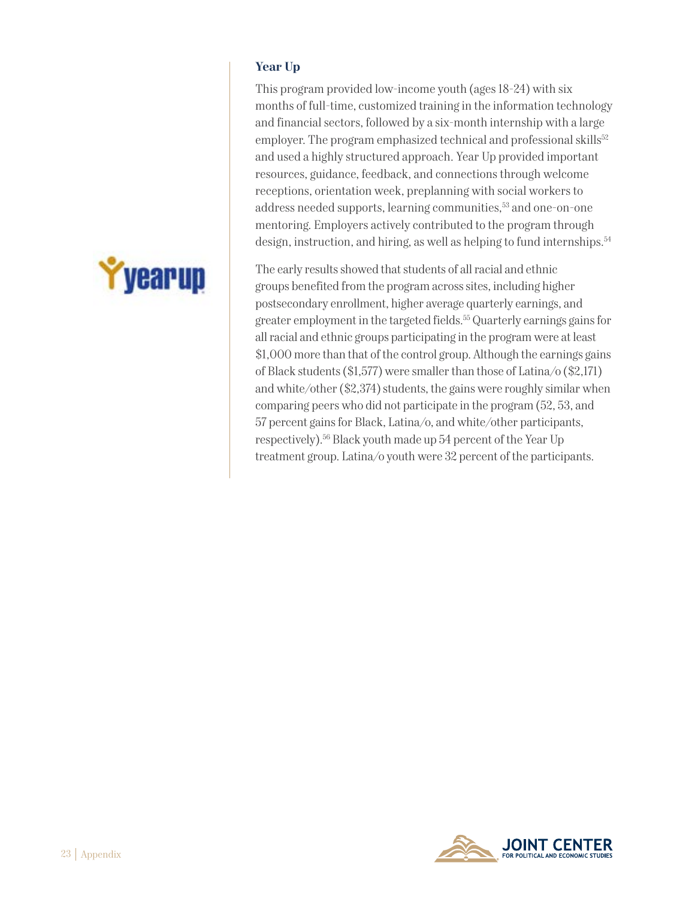### Year Up

This program provided low-income youth (ages 18-24) with six months of full-time, customized training in the information technology and financial sectors, followed by a six-month internship with a large employer. The program emphasized technical and professional skills[52] and used a highly structured approach. Year Up provided important resources, guidance, feedback, and connections through welcome receptions, orientation week, preplanning with social workers to address needed supports, learning communities,[53] and one-on-one mentoring. Employers actively contributed to the program through design, instruction, and hiring, as well as helping to fund internships.[54]

The early results showed that students of all racial and ethnic groups benefited from the program across sites, including higher postsecondary enrollment, higher average quarterly earnings, and greater employment in the targeted fields.[55] Quarterly earnings gains for all racial and ethnic groups participating in the program were at least $1,000 more than that of the control group. Although the earnings gains of Black students ($1,577) were smaller than those of Latina/o ($2,171) and white/other ($2,374) students, the gains were roughly similar when comparing peers who did not participate in the program (52, 53, and 57 percent gains for Black, Latina/o, and white/other participants, respectively).[56] Black youth made up 54 percent of the Year Up treatment group. Latina/o youth were 32 percent of the participants.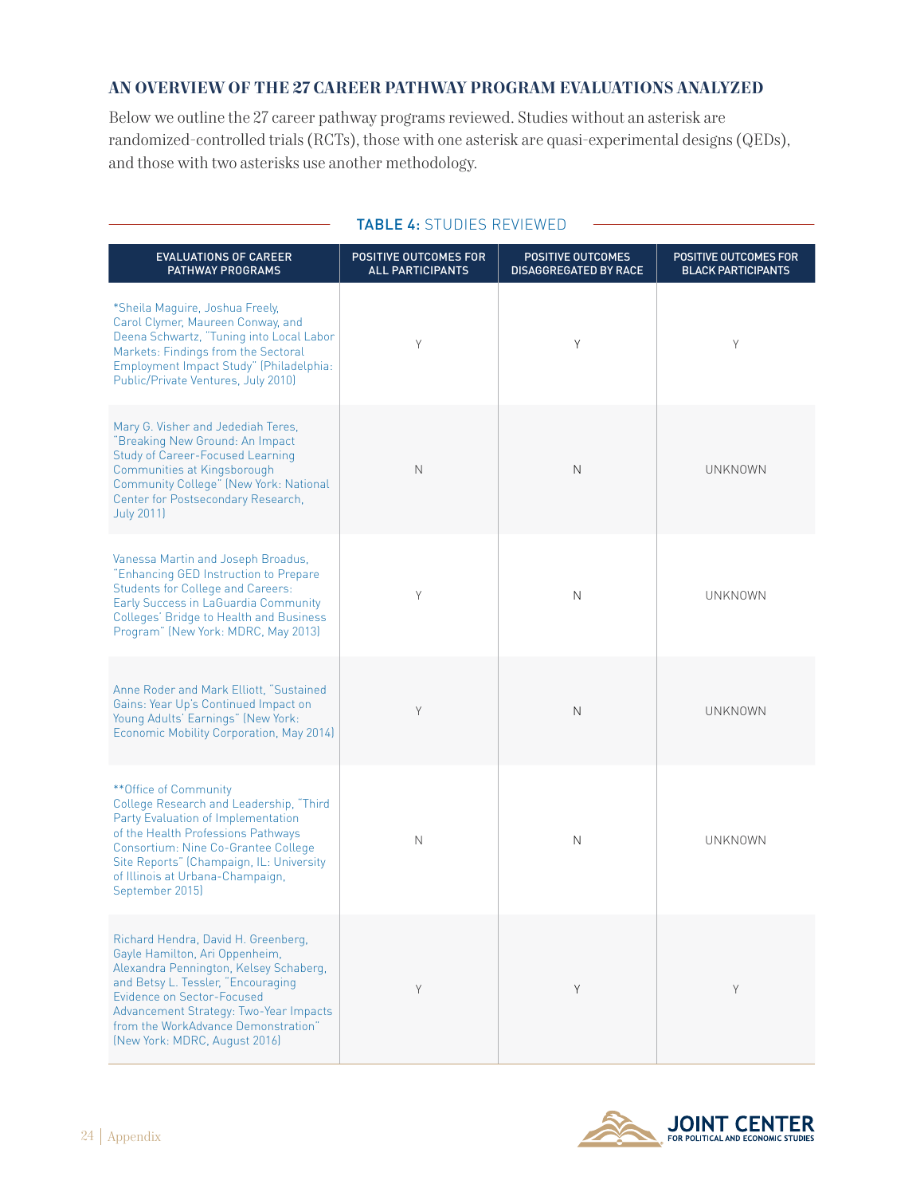## AN OVERVIEW OF THE 27 CAREER PATHWAY PROGRAM EVALUATIONS ANALYZED

Below we outline the 27 career pathway programs reviewed. Studies without an asterisk are randomized-controlled trials (RCTs), those with one asterisk are quasi-experimental designs (QEDs), and those with two asterisks use another methodology.

**TABLE 4:** STUDIES REVIEWED

| EVALUATIONS OF CAREER PATHWAY PROGRAMS | POSITIVE OUTCOMES FOR ALL PARTICIPANTS | POSITIVE OUTCOMES DISAGGREGATED BY RACE | POSITIVE OUTCOMES FOR BLACK PARTICIPANTS |
|---|---|---|---|
| *Sheila Maguire, Joshua Freely, Carol Clymer, Maureen Conway, and Deena Schwartz, "Tuning into Local Labor Markets: Findings from the Sectoral Employment Impact Study" (Philadelphia: Public/Private Ventures, July 2010) | Y | Y | Y |
| Mary G. Visher and Jedediah Teres, "Breaking New Ground: An Impact Study of Career-Focused Learning Communities at Kingsborough Community College" (New York: National Center for Postsecondary Research, July 2011) | N | N | UNKNOWN |
| Vanessa Martin and Joseph Broadus, "Enhancing GED Instruction to Prepare Students for College and Careers: Early Success in LaGuardia Community Colleges' Bridge to Health and Business Program" (New York: MDRC, May 2013) | Y | N | UNKNOWN |
| Anne Roder and Mark Elliott, "Sustained Gains: Year Up's Continued Impact on Young Adults' Earnings" (New York: Economic Mobility Corporation, May 2014) | Y | N | UNKNOWN |
| **Office of Community College Research and Leadership, "Third Party Evaluation of Implementation of the Health Professions Pathways Consortium: Nine Co-Grantee College Site Reports" (Champaign, IL: University of Illinois at Urbana-Champaign, September 2015) | N | N | UNKNOWN |
| Richard Hendra, David H. Greenberg, Gayle Hamilton, Ari Oppenheim, Alexandra Pennington, Kelsey Schaberg, and Betsy L. Tessler, "Encouraging Evidence on Sector-Focused Advancement Strategy: Two-Year Impacts from the WorkAdvance Demonstration" (New York: MDRC, August 2016) | Y | Y | Y |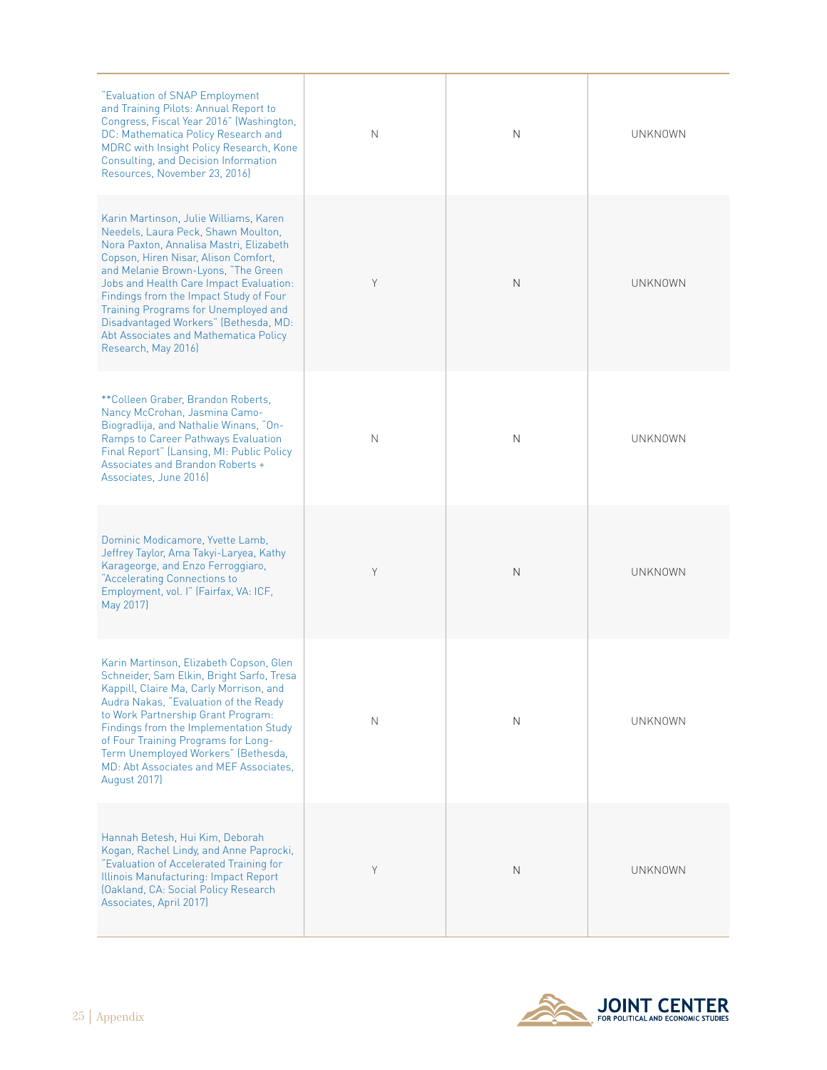| | | | |
|---|---|---|---|
| "Evaluation of SNAP Employment and Training Pilots: Annual Report to Congress, Fiscal Year 2016" (Washington, DC: Mathematica Policy Research and MDRC with Insight Policy Research, Kone Consulting, and Decision Information Resources, November 23, 2016) | N | N | UNKNOWN |
| Karin Martinson, Julie Williams, Karen Needels, Laura Peck, Shawn Moulton, Nora Paxton, Annalisa Mastri, Elizabeth Copson, Hiren Nisar, Alison Comfort, and Melanie Brown-Lyons, "The Green Jobs and Health Care Impact Evaluation: Findings from the Impact Study of Four Training Programs for Unemployed and Disadvantaged Workers" (Bethesda, MD: Abt Associates and Mathematica Policy Research, May 2016) | Y | N | UNKNOWN |
| **Colleen Graber, Brandon Roberts, Nancy McCrohan, Jasmina Camo-Biogradlija, and Nathalie Winans, "On-Ramps to Career Pathways Evaluation Final Report" (Lansing, MI: Public Policy Associates and Brandon Roberts + Associates, June 2016) | N | N | UNKNOWN |
| Dominic Modicamore, Yvette Lamb, Jeffrey Taylor, Ama Takyi-Laryea, Kathy Karageorge, and Enzo Ferroggiaro, "Accelerating Connections to Employment, vol. I" (Fairfax, VA: ICF, May 2017) | Y | N | UNKNOWN |
| Karin Martinson, Elizabeth Copson, Glen Schneider, Sam Elkin, Bright Sarfo, Tresa Kappill, Claire Ma, Carly Morrison, and Audra Nakas, "Evaluation of the Ready to Work Partnership Grant Program: Findings from the Implementation Study of Four Training Programs for Long-Term Unemployed Workers" (Bethesda, MD: Abt Associates and MEF Associates, August 2017) | N | N | UNKNOWN |
| Hannah Betesh, Hui Kim, Deborah Kogan, Rachel Lindy, and Anne Paprocki, "Evaluation of Accelerated Training for Illinois Manufacturing: Impact Report (Oakland, CA: Social Policy Research Associates, April 2017) | Y | N | UNKNOWN |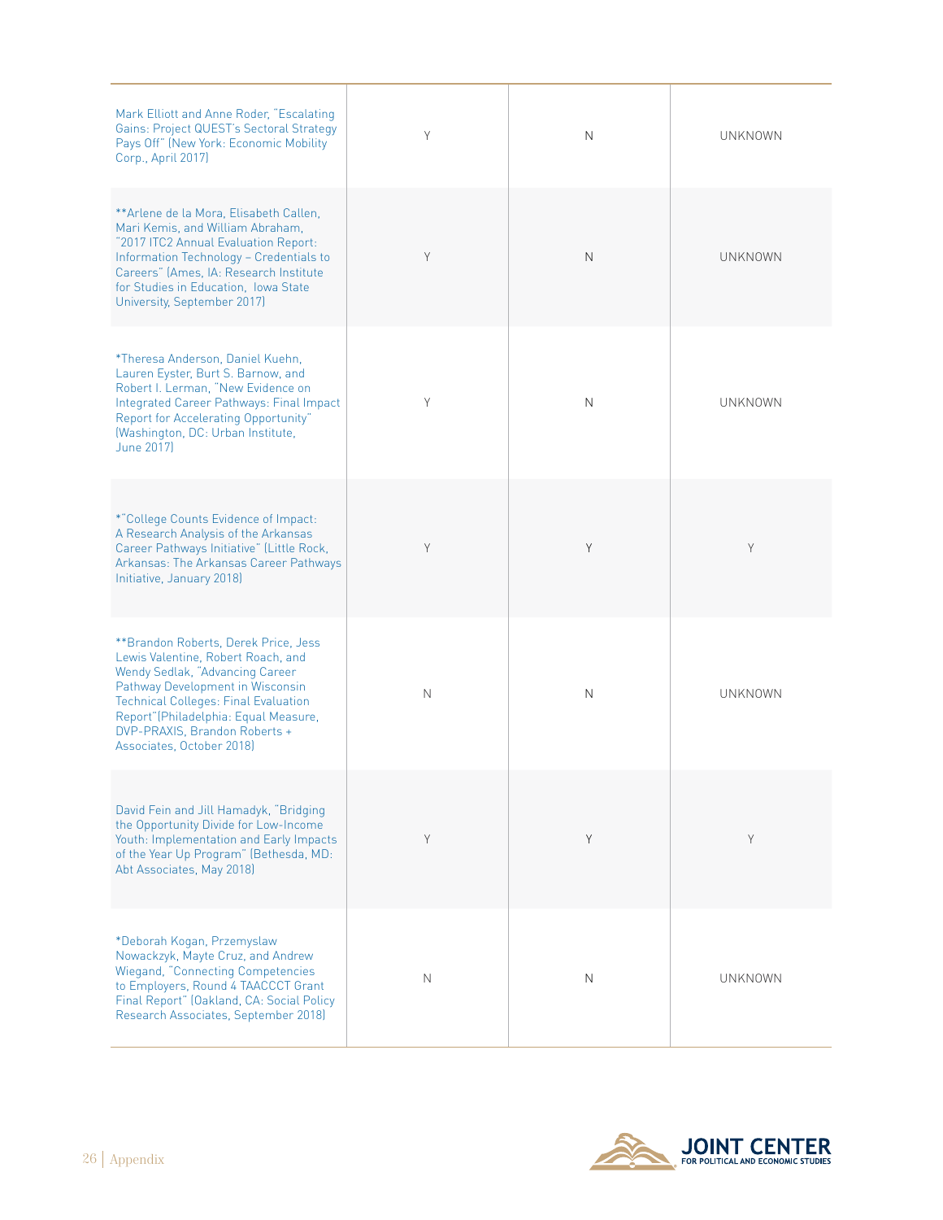| | | | |
|---|---|---|---|
| Mark Elliott and Anne Roder, "Escalating Gains: Project QUEST's Sectoral Strategy Pays Off" (New York: Economic Mobility Corp., April 2017) | Y | N | UNKNOWN |
| **Arlene de la Mora, Elisabeth Callen, Mari Kemis, and William Abraham, "2017 ITC2 Annual Evaluation Report: Information Technology – Credentials to Careers" (Ames, IA: Research Institute for Studies in Education, Iowa State University, September 2017) | Y | N | UNKNOWN |
| *Theresa Anderson, Daniel Kuehn, Lauren Eyster, Burt S. Barnow, and Robert I. Lerman, "New Evidence on Integrated Career Pathways: Final Impact Report for Accelerating Opportunity" (Washington, DC: Urban Institute, June 2017) | Y | N | UNKNOWN |
| *"College Counts Evidence of Impact: A Research Analysis of the Arkansas Career Pathways Initiative" (Little Rock, Arkansas: The Arkansas Career Pathways Initiative, January 2018) | Y | Y | Y |
| **Brandon Roberts, Derek Price, Jess Lewis Valentine, Robert Roach, and Wendy Sedlak, "Advancing Career Pathway Development in Wisconsin Technical Colleges: Final Evaluation Report"(Philadelphia: Equal Measure, DVP-PRAXIS, Brandon Roberts + Associates, October 2018) | N | N | UNKNOWN |
| David Fein and Jill Hamadyk, "Bridging the Opportunity Divide for Low-Income Youth: Implementation and Early Impacts of the Year Up Program" (Bethesda, MD: Abt Associates, May 2018) | Y | Y | Y |
| *Deborah Kogan, Przemyslaw Nowackzyk, Mayte Cruz, and Andrew Wiegand, "Connecting Competencies to Employers, Round 4 TAACCCT Grant Final Report" (Oakland, CA: Social Policy Research Associates, September 2018) | N | N | UNKNOWN |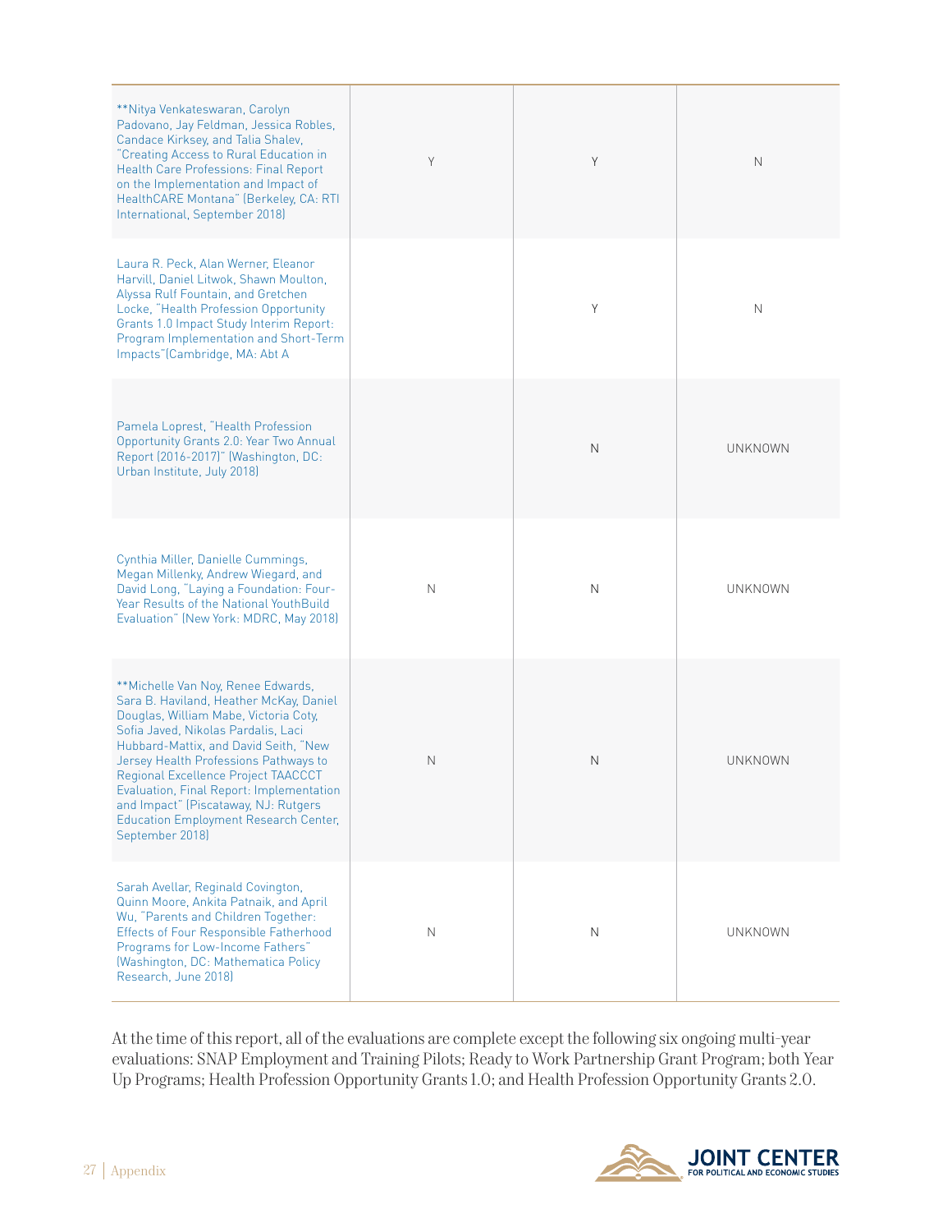| | | | |
|---|---|---|---|
| **Nitya Venkateswaran, Carolyn Padovano, Jay Feldman, Jessica Robles, Candace Kirksey, and Talia Shalev, "Creating Access to Rural Education in Health Care Professions: Final Report on the Implementation and Impact of HealthCARE Montana" (Berkeley, CA: RTI International, September 2018) | Y | Y | N |
| Laura R. Peck, Alan Werner, Eleanor Harvill, Daniel Litwok, Shawn Moulton, Alyssa Rulf Fountain, and Gretchen Locke, "Health Profession Opportunity Grants 1.0 Impact Study Interim Report: Program Implementation and Short-Term Impacts"(Cambridge, MA: Abt A | | Y | N |
| Pamela Loprest, "Health Profession Opportunity Grants 2.0: Year Two Annual Report (2016-2017)" (Washington, DC: Urban Institute, July 2018) | | N | UNKNOWN |
| Cynthia Miller, Danielle Cummings, Megan Millenky, Andrew Wiegard, and David Long, "Laying a Foundation: Four-Year Results of the National YouthBuild Evaluation" (New York: MDRC, May 2018) | N | N | UNKNOWN |
| **Michelle Van Noy, Renee Edwards, Sara B. Haviland, Heather McKay, Daniel Douglas, William Mabe, Victoria Coty, Sofia Javed, Nikolas Pardalis, Laci Hubbard-Mattix, and David Seith, "New Jersey Health Professions Pathways to Regional Excellence Project TAACCCT Evaluation, Final Report: Implementation and Impact" (Piscataway, NJ: Rutgers Education Employment Research Center, September 2018) | N | N | UNKNOWN |
| Sarah Avellar, Reginald Covington, Quinn Moore, Ankita Patnaik, and April Wu, "Parents and Children Together: Effects of Four Responsible Fatherhood Programs for Low-Income Fathers" (Washington, DC: Mathematica Policy Research, June 2018) | N | N | UNKNOWN |

At the time of this report, all of the evaluations are complete except the following six ongoing multi-year evaluations: SNAP Employment and Training Pilots; Ready to Work Partnership Grant Program; both Year Up Programs; Health Profession Opportunity Grants 1.0; and Health Profession Opportunity Grants 2.0.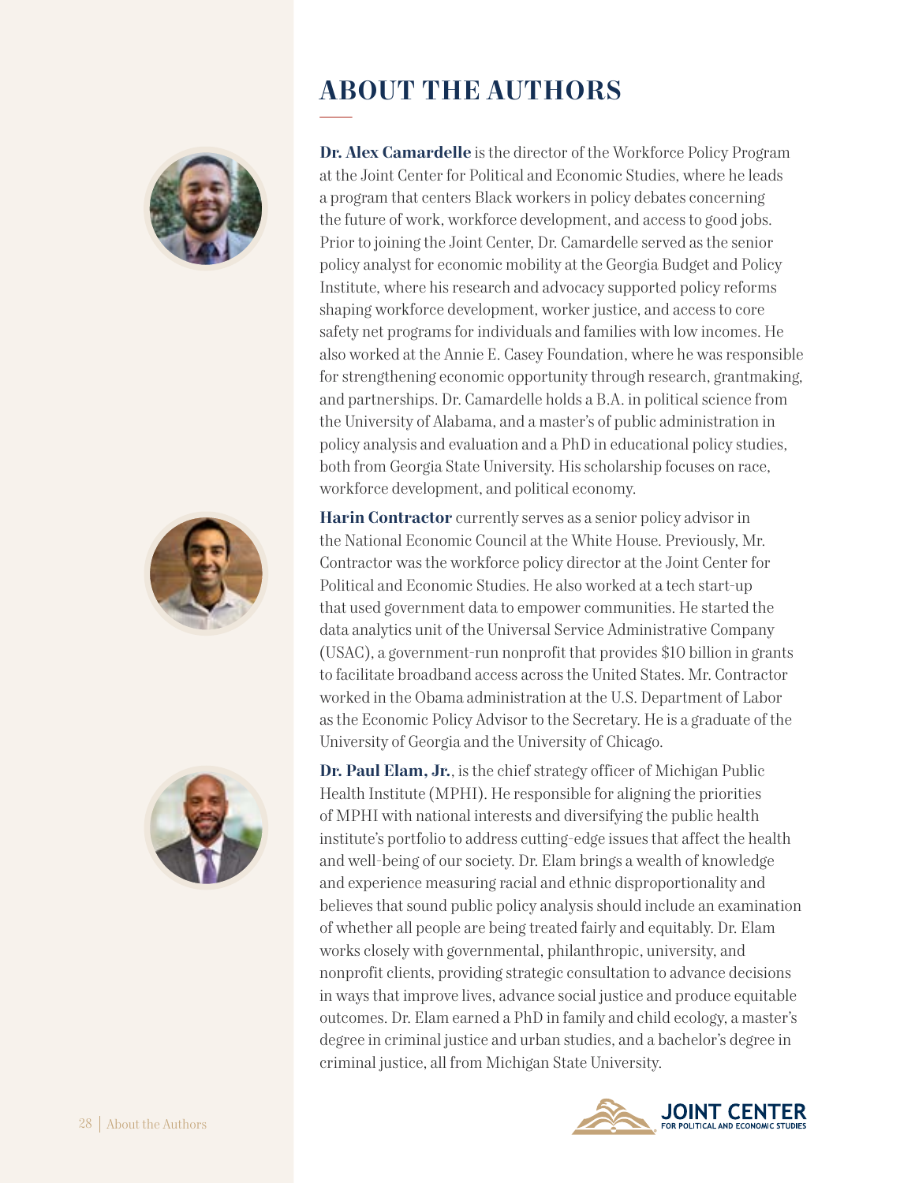# ABOUT THE AUTHORS

**Dr. Alex Camardelle** is the director of the Workforce Policy Program at the Joint Center for Political and Economic Studies, where he leads a program that centers Black workers in policy debates concerning the future of work, workforce development, and access to good jobs. Prior to joining the Joint Center, Dr. Camardelle served as the senior policy analyst for economic mobility at the Georgia Budget and Policy Institute, where his research and advocacy supported policy reforms shaping workforce development, worker justice, and access to core safety net programs for individuals and families with low incomes. He also worked at the Annie E. Casey Foundation, where he was responsible for strengthening economic opportunity through research, grantmaking, and partnerships. Dr. Camardelle holds a B.A. in political science from the University of Alabama, and a master's of public administration in policy analysis and evaluation and a PhD in educational policy studies, both from Georgia State University. His scholarship focuses on race, workforce development, and political economy.

**Harin Contractor** currently serves as a senior policy advisor in the National Economic Council at the White House. Previously, Mr. Contractor was the workforce policy director at the Joint Center for Political and Economic Studies. He also worked at a tech start-up that used government data to empower communities. He started the data analytics unit of the Universal Service Administrative Company (USAC), a government-run nonprofit that provides $10 billion in grants to facilitate broadband access across the United States. Mr. Contractor worked in the Obama administration at the U.S. Department of Labor as the Economic Policy Advisor to the Secretary. He is a graduate of the University of Georgia and the University of Chicago.

**Dr. Paul Elam, Jr.**, is the chief strategy officer of Michigan Public Health Institute (MPHI). He responsible for aligning the priorities of MPHI with national interests and diversifying the public health institute's portfolio to address cutting-edge issues that affect the health and well-being of our society. Dr. Elam brings a wealth of knowledge and experience measuring racial and ethnic disproportionality and believes that sound public policy analysis should include an examination of whether all people are being treated fairly and equitably. Dr. Elam works closely with governmental, philanthropic, university, and nonprofit clients, providing strategic consultation to advance decisions in ways that improve lives, advance social justice and produce equitable outcomes. Dr. Elam earned a PhD in family and child ecology, a master's degree in criminal justice and urban studies, and a bachelor's degree in criminal justice, all from Michigan State University.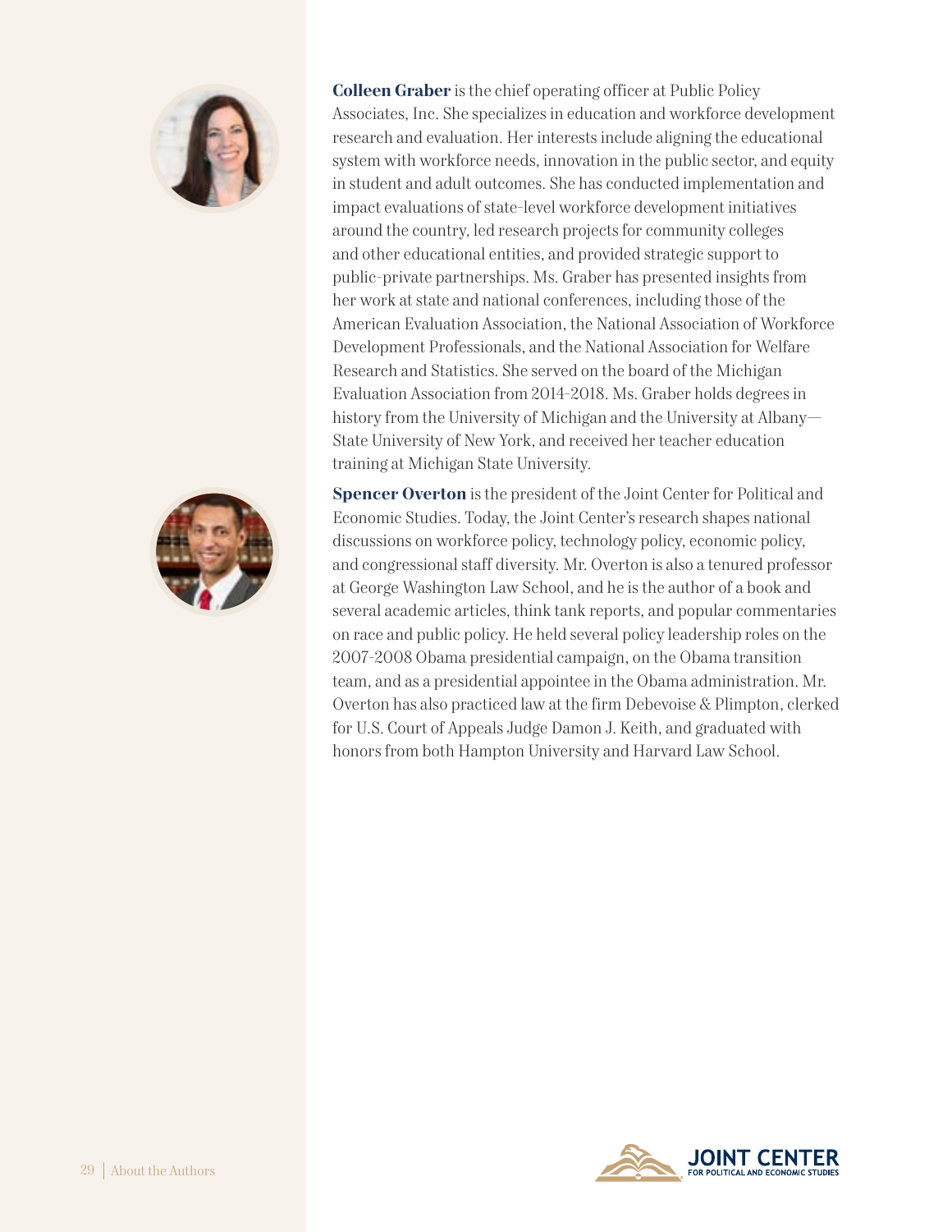**Colleen Graber** is the chief operating officer at Public Policy Associates, Inc. She specializes in education and workforce development research and evaluation. Her interests include aligning the educational system with workforce needs, innovation in the public sector, and equity in student and adult outcomes. She has conducted implementation and impact evaluations of state-level workforce development initiatives around the country, led research projects for community colleges and other educational entities, and provided strategic support to public-private partnerships. Ms. Graber has presented insights from her work at state and national conferences, including those of the American Evaluation Association, the National Association of Workforce Development Professionals, and the National Association for Welfare Research and Statistics. She served on the board of the Michigan Evaluation Association from 2014-2018. Ms. Graber holds degrees in history from the University of Michigan and the University at Albany—State University of New York, and received her teacher education training at Michigan State University.

**Spencer Overton** is the president of the Joint Center for Political and Economic Studies. Today, the Joint Center's research shapes national discussions on workforce policy, technology policy, economic policy, and congressional staff diversity. Mr. Overton is also a tenured professor at George Washington Law School, and he is the author of a book and several academic articles, think tank reports, and popular commentaries on race and public policy. He held several policy leadership roles on the 2007-2008 Obama presidential campaign, on the Obama transition team, and as a presidential appointee in the Obama administration. Mr. Overton has also practiced law at the firm Debevoise & Plimpton, clerked for U.S. Court of Appeals Judge Damon J. Keith, and graduated with honors from both Hampton University and Harvard Law School.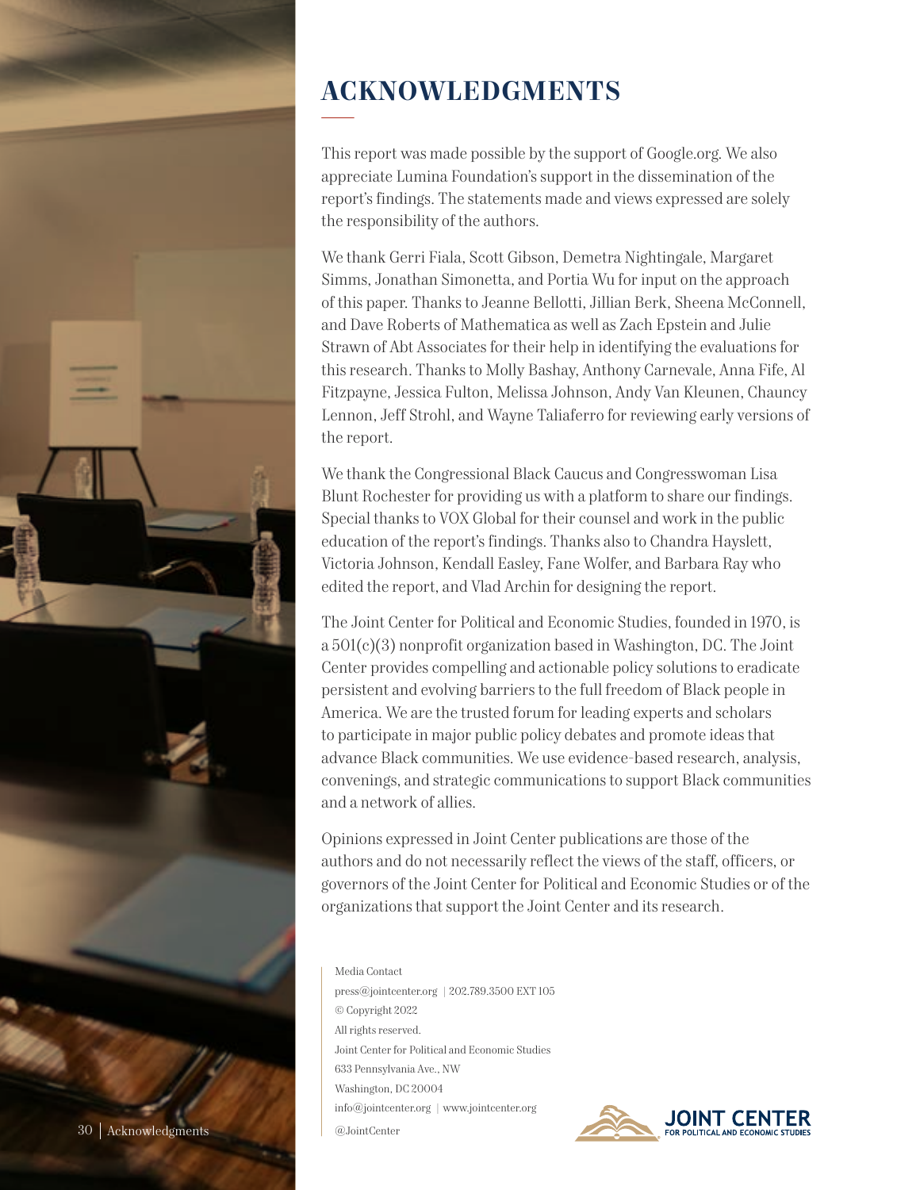# ACKNOWLEDGMENTS

This report was made possible by the support of Google.org. We also appreciate Lumina Foundation's support in the dissemination of the report's findings. The statements made and views expressed are solely the responsibility of the authors.

We thank Gerri Fiala, Scott Gibson, Demetra Nightingale, Margaret Simms, Jonathan Simonetta, and Portia Wu for input on the approach of this paper. Thanks to Jeanne Bellotti, Jillian Berk, Sheena McConnell, and Dave Roberts of Mathematica as well as Zach Epstein and Julie Strawn of Abt Associates for their help in identifying the evaluations for this research. Thanks to Molly Bashay, Anthony Carnevale, Anna Fife, Al Fitzpayne, Jessica Fulton, Melissa Johnson, Andy Van Kleunen, Chauncy Lennon, Jeff Strohl, and Wayne Taliaferro for reviewing early versions of the report.

We thank the Congressional Black Caucus and Congresswoman Lisa Blunt Rochester for providing us with a platform to share our findings. Special thanks to VOX Global for their counsel and work in the public education of the report's findings. Thanks also to Chandra Hayslett, Victoria Johnson, Kendall Easley, Fane Wolfer, and Barbara Ray who edited the report, and Vlad Archin for designing the report.

The Joint Center for Political and Economic Studies, founded in 1970, is a 501(c)(3) nonprofit organization based in Washington, DC. The Joint Center provides compelling and actionable policy solutions to eradicate persistent and evolving barriers to the full freedom of Black people in America. We are the trusted forum for leading experts and scholars to participate in major public policy debates and promote ideas that advance Black communities. We use evidence-based research, analysis, convenings, and strategic communications to support Black communities and a network of allies.

Opinions expressed in Joint Center publications are those of the authors and do not necessarily reflect the views of the staff, officers, or governors of the Joint Center for Political and Economic Studies or of the organizations that support the Joint Center and its research.

Media Contact
press@jointcenter.org | 202.789.3500 EXT 105
© Copyright 2022
All rights reserved.
Joint Center for Political and Economic Studies
633 Pennsylvania Ave., NW
Washington, DC 20004
info@jointcenter.org | www.jointcenter.org
@JointCenter

JOINT CENTER FOR POLITICAL AND ECONOMIC STUDIES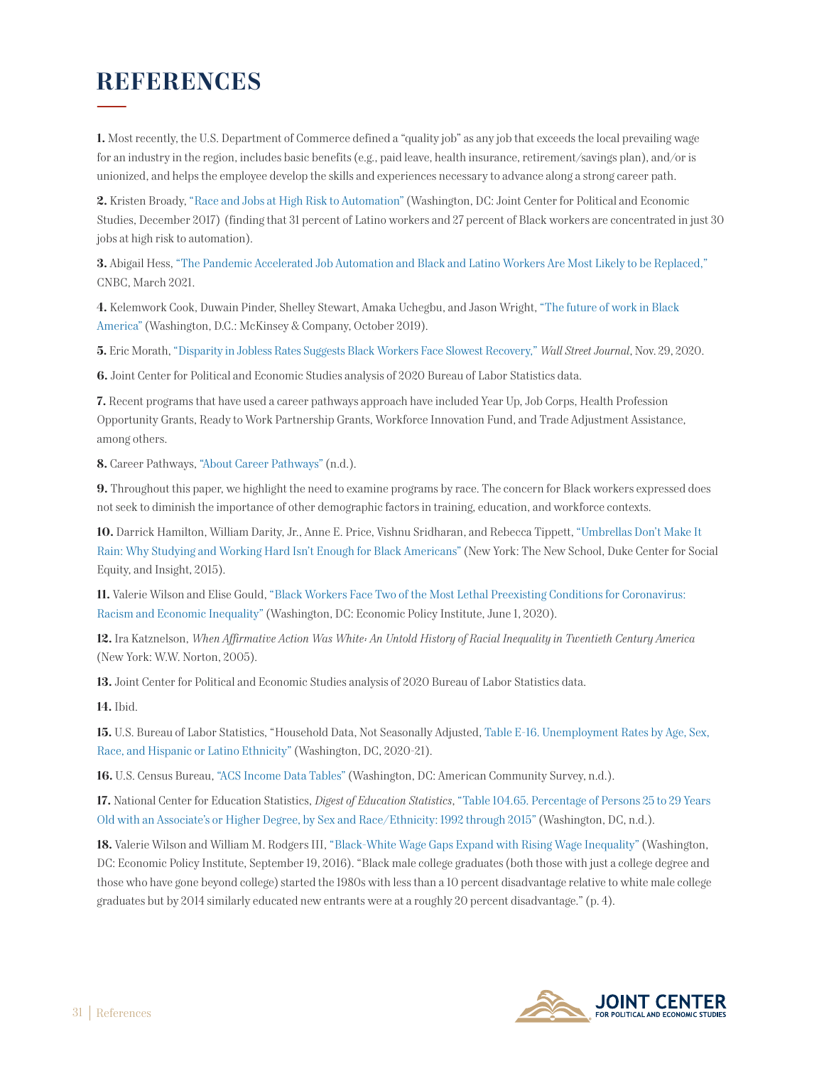# REFERENCES

**1.** Most recently, the U.S. Department of Commerce defined a "quality job" as any job that exceeds the local prevailing wage for an industry in the region, includes basic benefits (e.g., paid leave, health insurance, retirement/savings plan), and/or is unionized, and helps the employee develop the skills and experiences necessary to advance along a strong career path.

**2.** Kristen Broady, "Race and Jobs at High Risk to Automation" (Washington, DC: Joint Center for Political and Economic Studies, December 2017) (finding that 31 percent of Latino workers and 27 percent of Black workers are concentrated in just 30 jobs at high risk to automation).

**3.** Abigail Hess, "The Pandemic Accelerated Job Automation and Black and Latino Workers Are Most Likely to be Replaced," CNBC, March 2021.

**4.** Kelemwork Cook, Duwain Pinder, Shelley Stewart, Amaka Uchegbu, and Jason Wright, "The future of work in Black America" (Washington, D.C.: McKinsey & Company, October 2019).

**5.** Eric Morath, "Disparity in Jobless Rates Suggests Black Workers Face Slowest Recovery," *Wall Street Journal*, Nov. 29, 2020.

**6.** Joint Center for Political and Economic Studies analysis of 2020 Bureau of Labor Statistics data.

**7.** Recent programs that have used a career pathways approach have included Year Up, Job Corps, Health Profession Opportunity Grants, Ready to Work Partnership Grants, Workforce Innovation Fund, and Trade Adjustment Assistance, among others.

**8.** Career Pathways, "About Career Pathways" (n.d.).

**9.** Throughout this paper, we highlight the need to examine programs by race. The concern for Black workers expressed does not seek to diminish the importance of other demographic factors in training, education, and workforce contexts.

**10.** Darrick Hamilton, William Darity, Jr., Anne E. Price, Vishnu Sridharan, and Rebecca Tippett, "Umbrellas Don't Make It Rain: Why Studying and Working Hard Isn't Enough for Black Americans" (New York: The New School, Duke Center for Social Equity, and Insight, 2015).

**11.** Valerie Wilson and Elise Gould, "Black Workers Face Two of the Most Lethal Preexisting Conditions for Coronavirus: Racism and Economic Inequality" (Washington, DC: Economic Policy Institute, June 1, 2020).

**12.** Ira Katznelson, *When Affirmative Action Was White: An Untold History of Racial Inequality in Twentieth Century America* (New York: W.W. Norton, 2005).

**13.** Joint Center for Political and Economic Studies analysis of 2020 Bureau of Labor Statistics data.

**14.** Ibid.

**15.** U.S. Bureau of Labor Statistics, "Household Data, Not Seasonally Adjusted, Table E-16. Unemployment Rates by Age, Sex, Race, and Hispanic or Latino Ethnicity" (Washington, DC, 2020-21).

**16.** U.S. Census Bureau, "ACS Income Data Tables" (Washington, DC: American Community Survey, n.d.).

**17.** National Center for Education Statistics, *Digest of Education Statistics*, "Table 104.65. Percentage of Persons 25 to 29 Years Old with an Associate's or Higher Degree, by Sex and Race/Ethnicity: 1992 through 2015" (Washington, DC, n.d.).

**18.** Valerie Wilson and William M. Rodgers III, "Black-White Wage Gaps Expand with Rising Wage Inequality" (Washington, DC: Economic Policy Institute, September 19, 2016). "Black male college graduates (both those with just a college degree and those who have gone beyond college) started the 1980s with less than a 10 percent disadvantage relative to white male college graduates but by 2014 similarly educated new entrants were at a roughly 20 percent disadvantage." (p. 4).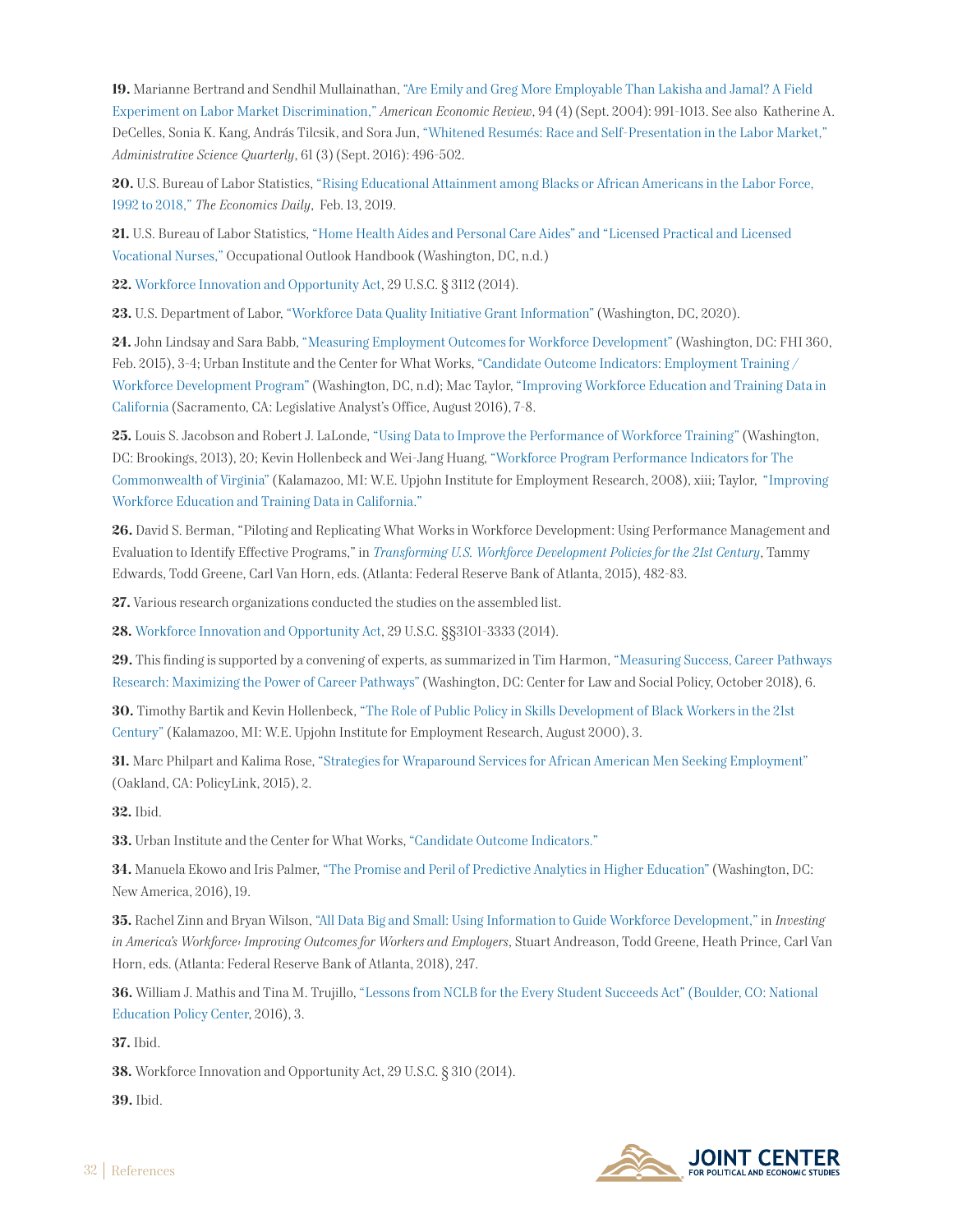**19.** Marianne Bertrand and Sendhil Mullainathan, "Are Emily and Greg More Employable Than Lakisha and Jamal? A Field Experiment on Labor Market Discrimination," *American Economic Review*, 94 (4) (Sept. 2004): 991-1013. See also Katherine A. DeCelles, Sonia K. Kang, András Tilcsik, and Sora Jun, "Whitened Resumés: Race and Self-Presentation in the Labor Market," *Administrative Science Quarterly*, 61 (3) (Sept. 2016): 496-502.

**20.** U.S. Bureau of Labor Statistics, "Rising Educational Attainment among Blacks or African Americans in the Labor Force, 1992 to 2018," *The Economics Daily*, Feb. 13, 2019.

**21.** U.S. Bureau of Labor Statistics, "Home Health Aides and Personal Care Aides" and "Licensed Practical and Licensed Vocational Nurses," Occupational Outlook Handbook (Washington, DC, n.d.)

**22.** Workforce Innovation and Opportunity Act, 29 U.S.C. § 3112 (2014).

**23.** U.S. Department of Labor, "Workforce Data Quality Initiative Grant Information" (Washington, DC, 2020).

**24.** John Lindsay and Sara Babb, "Measuring Employment Outcomes for Workforce Development" (Washington, DC: FHI 360, Feb. 2015), 3-4; Urban Institute and the Center for What Works, "Candidate Outcome Indicators: Employment Training / Workforce Development Program" (Washington, DC, n.d); Mac Taylor, "Improving Workforce Education and Training Data in California (Sacramento, CA: Legislative Analyst's Office, August 2016), 7-8.

**25.** Louis S. Jacobson and Robert J. LaLonde, "Using Data to Improve the Performance of Workforce Training" (Washington, DC: Brookings, 2013), 20; Kevin Hollenbeck and Wei-Jang Huang, "Workforce Program Performance Indicators for The Commonwealth of Virginia" (Kalamazoo, MI: W.E. Upjohn Institute for Employment Research, 2008), xiii; Taylor, "Improving Workforce Education and Training Data in California."

**26.** David S. Berman, "Piloting and Replicating What Works in Workforce Development: Using Performance Management and Evaluation to Identify Effective Programs," in *Transforming U.S. Workforce Development Policies for the 21st Century*, Tammy Edwards, Todd Greene, Carl Van Horn, eds. (Atlanta: Federal Reserve Bank of Atlanta, 2015), 482-83.

**27.** Various research organizations conducted the studies on the assembled list.

**28.** Workforce Innovation and Opportunity Act, 29 U.S.C. §§3101-3333 (2014).

**29.** This finding is supported by a convening of experts, as summarized in Tim Harmon, "Measuring Success, Career Pathways Research: Maximizing the Power of Career Pathways" (Washington, DC: Center for Law and Social Policy, October 2018), 6.

**30.** Timothy Bartik and Kevin Hollenbeck, "The Role of Public Policy in Skills Development of Black Workers in the 21st Century" (Kalamazoo, MI: W.E. Upjohn Institute for Employment Research, August 2000), 3.

**31.** Marc Philpart and Kalima Rose, "Strategies for Wraparound Services for African American Men Seeking Employment" (Oakland, CA: PolicyLink, 2015), 2.

**32.** Ibid.

**33.** Urban Institute and the Center for What Works, "Candidate Outcome Indicators."

**34.** Manuela Ekowo and Iris Palmer, "The Promise and Peril of Predictive Analytics in Higher Education" (Washington, DC: New America, 2016), 19.

**35.** Rachel Zinn and Bryan Wilson, "All Data Big and Small: Using Information to Guide Workforce Development," in *Investing in America's Workforce: Improving Outcomes for Workers and Employers*, Stuart Andreason, Todd Greene, Heath Prince, Carl Van Horn, eds. (Atlanta: Federal Reserve Bank of Atlanta, 2018), 247.

**36.** William J. Mathis and Tina M. Trujillo, "Lessons from NCLB for the Every Student Succeeds Act" (Boulder, CO: National Education Policy Center, 2016), 3.

**37.** Ibid.

**38.** Workforce Innovation and Opportunity Act, 29 U.S.C. § 310 (2014).

**39.** Ibid.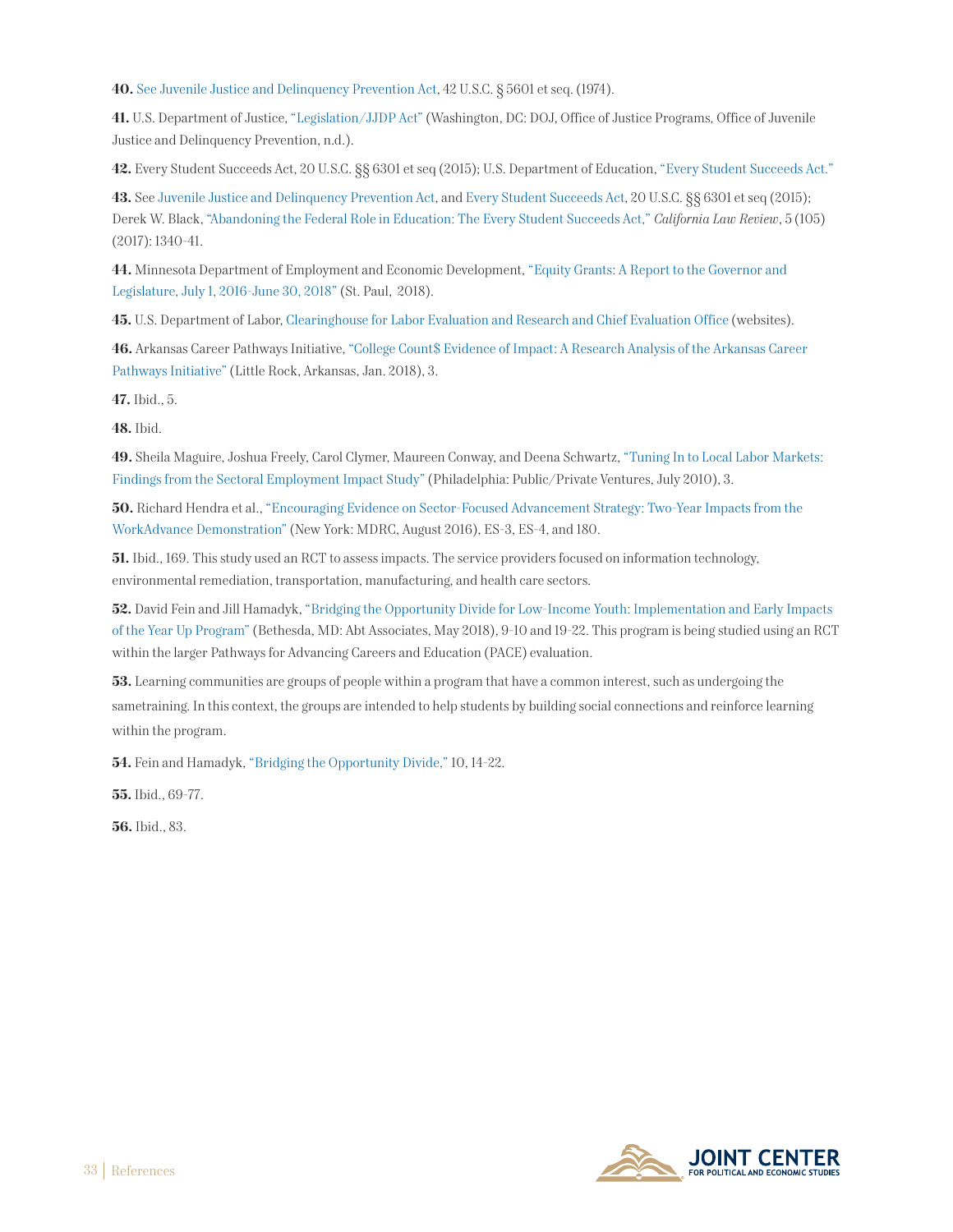**40.** See Juvenile Justice and Delinquency Prevention Act, 42 U.S.C. § 5601 et seq. (1974).

**41.** U.S. Department of Justice, "Legislation/JJDP Act" (Washington, DC: DOJ, Office of Justice Programs, Office of Juvenile Justice and Delinquency Prevention, n.d.).

**42.** Every Student Succeeds Act, 20 U.S.C. §§ 6301 et seq (2015); U.S. Department of Education, "Every Student Succeeds Act."

**43.** See Juvenile Justice and Delinquency Prevention Act, and Every Student Succeeds Act, 20 U.S.C. §§ 6301 et seq (2015); Derek W. Black, "Abandoning the Federal Role in Education: The Every Student Succeeds Act," *California Law Review*, 5 (105) (2017): 1340-41.

**44.** Minnesota Department of Employment and Economic Development, "Equity Grants: A Report to the Governor and Legislature, July 1, 2016-June 30, 2018" (St. Paul, 2018).

**45.** U.S. Department of Labor, Clearinghouse for Labor Evaluation and Research and Chief Evaluation Office (websites).

**46.** Arkansas Career Pathways Initiative, "College Count$ Evidence of Impact: A Research Analysis of the Arkansas Career Pathways Initiative" (Little Rock, Arkansas, Jan. 2018), 3.

**47.** Ibid., 5.

**48.** Ibid.

**49.** Sheila Maguire, Joshua Freely, Carol Clymer, Maureen Conway, and Deena Schwartz, "Tuning In to Local Labor Markets: Findings from the Sectoral Employment Impact Study" (Philadelphia: Public/Private Ventures, July 2010), 3.

**50.** Richard Hendra et al., "Encouraging Evidence on Sector-Focused Advancement Strategy: Two-Year Impacts from the WorkAdvance Demonstration" (New York: MDRC, August 2016), ES-3, ES-4, and 180.

**51.** Ibid., 169. This study used an RCT to assess impacts. The service providers focused on information technology, environmental remediation, transportation, manufacturing, and health care sectors.

**52.** David Fein and Jill Hamadyk, "Bridging the Opportunity Divide for Low-Income Youth: Implementation and Early Impacts of the Year Up Program" (Bethesda, MD: Abt Associates, May 2018), 9-10 and 19-22. This program is being studied using an RCT within the larger Pathways for Advancing Careers and Education (PACE) evaluation.

**53.** Learning communities are groups of people within a program that have a common interest, such as undergoing the sametraining. In this context, the groups are intended to help students by building social connections and reinforce learning within the program.

**54.** Fein and Hamadyk, "Bridging the Opportunity Divide," 10, 14-22.

**55.** Ibid., 69-77.

**56.** Ibid., 83.